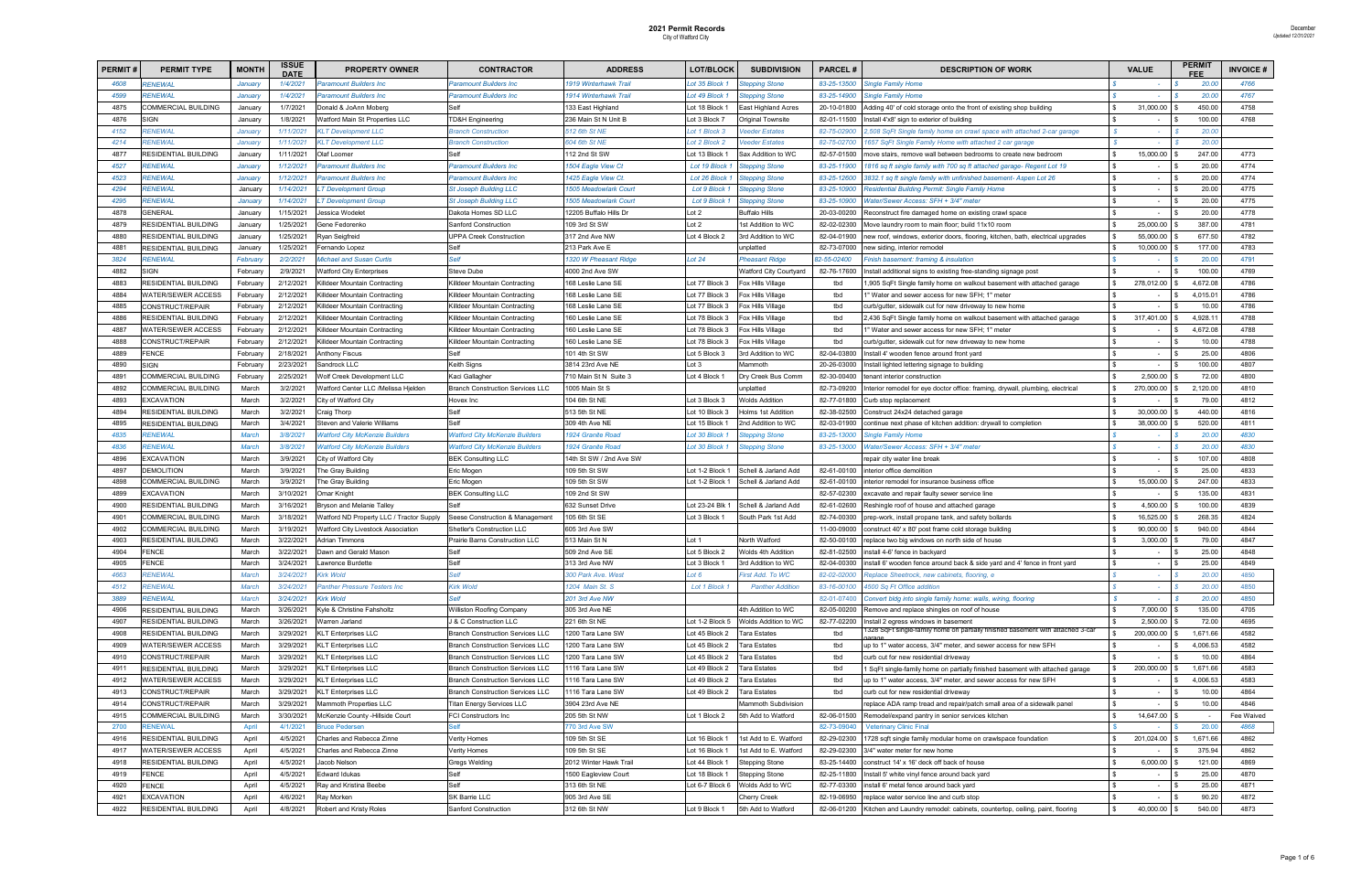# 2021 Permit Records

City of Watford City

December
Updated 12/31/2021

| PERMIT # | PERMIT TYPE | MONTH | ISSUE DATE | PROPERTY OWNER | CONTRACTOR | ADDRESS | LOT/BLOCK | SUBDIVISION | PARCEL # | DESCRIPTION OF WORK | VALUE | PERMIT FEE | INVOICE # |
|---|---|---|---|---|---|---|---|---|---|---|---|---|---|
| 4608 | RENEWAL | January | 1/4/2021 | Paramount Builders Inc | Paramount Builders Inc | 1919 Winterhawk Trail | Lot 35 Block 1 | Stepping Stone | 83-25-13500 | Single Family Home | $ - | $ 20.00 | 4766 |
| 4599 | RENEWAL | January | 1/4/2021 | Paramount Builders Inc | Paramount Builders Inc | 1914 Winterhawk Trail | Lot 49 Block 1 | Stepping Stone | 83-25-14900 | Single Family Home | $ - | $ 20.00 | 4767 |
| 4875 | COMMERCIAL BUILDING | January | 1/7/2021 | Donald & JoAnn Moberg | Self | 133 East Highland | Lot 18 Block 1 | East Highland Acres | 20-10-01800 | Adding 40' of cold storage onto the front of existing shop building | $ 31,000.00 | $ 450.00 | 4758 |
| 4876 | SIGN | January | 1/8/2021 | Watford Main St Properties LLC | TD&H Engineering | 236 Main St N Unit B | Lot 3 Block 7 | Original Townsite | 82-01-11500 | Install 4'x8' sign to exterior of building | $ - | $ 100.00 | 4768 |
| 4152 | RENEWAL | January | 1/11/2021 | KLT Development LLC | Branch Construction | 512 6th St NE | Lot 1 Block 3 | Veeder Estates | 82-75-02900 | 2,508 SqFt Single family home on crawl space with attached 2-car garage | $ - | $ 20.00 | |
| 4214 | RENEWAL | January | 1/11/2021 | KLT Development LLC | Branch Construction | 604 6th St NE | Lot 2 Block 2 | Veeder Estates | 82-75-02700 | 1657 SqFt Single Family Home with attached 2 car garage | $ - | $ 20.00 | |
| 4877 | RESIDENTIAL BUILDING | January | 1/11/2021 | Olaf Loomer | Self | 112 2nd St SW | Lot 13 Block 1 | Sax Addition to WC | 82-57-01500 | move stairs, remove wall between bedrooms to create new bedroom | $ 15,000.00 | $ 247.00 | 4773 |
| 4527 | RENEWAL | January | 1/12/2021 | Paramount Builders Inc | Paramount Builders Inc | 1504 Eagle View Ct | Lot 19 Block 1 | Stepping Stone | 83-25-11900 | 1816 sq ft single family with 700 sq ft attached garage- Regent Lot 19 | $ - | $ 20.00 | 4774 |
| 4523 | RENEWAL | January | 1/12/2021 | Paramount Builders Inc | Paramount Builders Inc | 1425 Eagle View Ct. | Lot 26 Block 1 | Stepping Stone | 83-25-12600 | 3832.1 sq ft single family with unfinished basement- Aspen Lot 26 | $ - | $ 20.00 | 4774 |
| 4294 | RENEWAL | January | 1/14/2021 | LT Development Group | St Joseph Building LLC | 1505 Meadowlark Court | Lot 9 Block 1 | Stepping Stone | 83-25-10900 | Residential Building Permit: Single Family Home | $ - | $ 20.00 | 4775 |
| 4295 | RENEWAL | January | 1/14/2021 | LT Development Group | St Joseph Building LLC | 1505 Meadowlark Court | Lot 9 Block 1 | Stepping Stone | 83-25-10900 | Water/Sewer Access: SFH + 3/4" meter | $ - | $ 20.00 | 4775 |
| 4878 | GENERAL | January | 1/15/2021 | Jessica Wodelet | Dakota Homes SD LLC | 12205 Buffalo Hills Dr | Lot 2 | Buffalo Hills | 20-03-00200 | Reconstruct fire damaged home on existing crawl space | $ - | $ 20.00 | 4778 |
| 4879 | RESIDENTIAL BUILDING | January | 1/25/2021 | Gene Fedorenko | Sanford Construction | 109 3rd St SW | Lot 2 | 1st Addition to WC | 82-02-02300 | Move laundry room to main floor; build 11x10 room | $ 25,000.00 | $ 387.00 | 4781 |
| 4880 | RESIDENTIAL BUILDING | January | 1/25/2021 | Ryan Seigfreid | UPPA Creek Construction | 317 2nd Ave NW | Lot 4 Block 2 | 3rd Addition to WC | 82-04-01900 | new roof, windows, exterior doors, flooring, kitchen, bath, electrical upgrades | $ 55,000.00 | $ 677.50 | 4782 |
| 4881 | RESIDENTIAL BUILDING | January | 1/25/2021 | Fernando Lopez | Self | 213 Park Ave E | | unplatted | 82-73-07000 | new siding, interior remodel | $ 10,000.00 | $ 177.00 | 4783 |
| 3824 | RENEWAL | February | 2/2/2021 | Michael and Susan Curtis | Self | 1320 W Pheasant Ridge | Lot 24 | Pheasant Ridge | 82-55-02400 | Finish basement: framing & insulation | $ - | $ 20.00 | 4791 |
| 4882 | SIGN | February | 2/9/2021 | Watford City Enterprises | Steve Dube | 4000 2nd Ave SW | | Watford City Courtyard | 82-76-17600 | Install additional signs to existing free-standing signage post | $ - | $ 100.00 | 4769 |
| 4883 | RESIDENTIAL BUILDING | February | 2/12/2021 | Killdeer Mountain Contracting | Killdeer Mountain Contracting | 168 Leslie Lane SE | Lot 77 Block 3 | Fox Hills Village | tbd | 1,905 SqFt Single family home on walkout basement with attached garage | $ 278,012.00 | $ 4,672.08 | 4786 |
| 4884 | WATER/SEWER ACCESS | February | 2/12/2021 | Killdeer Mountain Contracting | Killdeer Mountain Contracting | 168 Leslie Lane SE | Lot 77 Block 3 | Fox Hills Village | tbd | 1" Water and sewer access for new SFH; 1" meter | $ - | $ 4,015.01 | 4786 |
| 4885 | CONSTRUCT/REPAIR | February | 2/12/2021 | Killdeer Mountain Contracting | Killdeer Mountain Contracting | 168 Leslie Lane SE | Lot 77 Block 3 | Fox Hills Village | tbd | curb/gutter, sidewalk cut for new driveway to new home | $ - | $ 10.00 | 4786 |
| 4886 | RESIDENTIAL BUILDING | February | 2/12/2021 | Killdeer Mountain Contracting | Killdeer Mountain Contracting | 160 Leslie Lane SE | Lot 78 Block 3 | Fox Hills Village | tbd | 2,436 SqFt Single family home on walkout basement with attached garage | $ 317,401.00 | $ 4,928.11 | 4788 |
| 4887 | WATER/SEWER ACCESS | February | 2/12/2021 | Killdeer Mountain Contracting | Killdeer Mountain Contracting | 160 Leslie Lane SE | Lot 78 Block 3 | Fox Hills Village | tbd | 1" Water and sewer access for new SFH; 1" meter | $ - | $ 4,672.08 | 4788 |
| 4888 | CONSTRUCT/REPAIR | February | 2/12/2021 | Killdeer Mountain Contracting | Killdeer Mountain Contracting | 160 Leslie Lane SE | Lot 78 Block 3 | Fox Hills Village | tbd | curb/gutter, sidewalk cut for new driveway to new home | $ - | $ 10.00 | 4788 |
| 4889 | FENCE | February | 2/18/2021 | Anthony Fiscus | Self | 101 4th St SW | Lot 5 Block 3 | 3rd Addition to WC | 82-04-03800 | Install 4' wooden fence around front yard | $ - | $ 25.00 | 4806 |
| 4890 | SIGN | February | 2/23/2021 | Sandrock LLC | Keith Signs | 3814 23rd Ave NE | Lot 3 | Mammoth | 20-26-03000 | Install lighted lettering signage to building | $ - | $ 100.00 | 4807 |
| 4891 | COMMERCIAL BUILDING | February | 2/25/2021 | Wolf Creek Development LLC | Kaci Gallagher | 710 Main St N Suite 3 | Lot 4 Block 1 | Dry Creek Bus Comm | 82-30-00400 | tenant interior construction | $ 2,500.00 | $ 72.00 | 4800 |
| 4892 | COMMERCIAL BUILDING | March | 3/2/2021 | Watford Center LLC /Melissa Hjelden | Branch Construction Services LLC | 1005 Main St S | | unplatted | 82-73-09200 | Interior remodel for eye doctor office: framing, drywall, plumbing, electrical | $ 270,000.00 | $ 2,120.00 | 4810 |
| 4893 | EXCAVATION | March | 3/2/2021 | City of Watford City | Hovex Inc | 104 6th St NE | Lot 3 Block 3 | Wolds Addition | 82-77-01800 | Curb stop replacement | $ - | $ 79.00 | 4812 |
| 4894 | RESIDENTIAL BUILDING | March | 3/2/2021 | Craig Thorp | Self | 513 5th St NE | Lot 10 Block 3 | Holms 1st Addition | 82-38-02500 | Construct 24x24 detached garage | $ 30,000.00 | $ 440.00 | 4816 |
| 4895 | RESIDENTIAL BUILDING | March | 3/4/2021 | Steven and Valerie Williams | Self | 309 4th Ave NE | Lot 15 Block 1 | 2nd Addition to WC | 82-03-01900 | continue next phase of kitchen addition: drywall to completion | $ 38,000.00 | $ 520.00 | 4811 |
| 4835 | RENEWAL | March | 3/8/2021 | Watford City McKenzie Builders | Watford City McKenzie Builders | 1924 Granite Road | Lot 30 Block 1 | Stepping Stone | 83-25-13000 | Single Family Home | $ - | $ 20.00 | 4830 |
| 4836 | RENEWAL | March | 3/8/2021 | Watford City McKenzie Builders | Watford City McKenzie Builders | 1924 Granite Road | Lot 30 Block 1 | Stepping Stone | 83-25-13000 | Water/Sewer Access: SFH + 3/4" meter | $ - | $ 20.00 | 4830 |
| 4896 | EXCAVATION | March | 3/9/2021 | City of Watford City | BEK Consulting LLC | 14th St SW / 2nd Ave SW | | | | repair city water line break | $ - | $ 107.00 | 4808 |
| 4897 | DEMOLITION | March | 3/9/2021 | The Gray Building | Eric Mogen | 109 5th St SW | Lot 1-2 Block 1 | Schell & Jarland Add | 82-61-00100 | interior office demolition | $ - | $ 25.00 | 4833 |
| 4898 | COMMERCIAL BUILDING | March | 3/9/2021 | The Gray Building | Eric Mogen | 109 5th St SW | Lot 1-2 Block 1 | Schell & Jarland Add | 82-61-00100 | interior remodel for insurance business office | $ 15,000.00 | $ 247.00 | 4833 |
| 4899 | EXCAVATION | March | 3/10/2021 | Omar Knight | BEK Consulting LLC | 109 2nd St SW | | | 82-57-02300 | excavate and repair faulty sewer service line | $ - | $ 135.00 | 4831 |
| 4900 | RESIDENTIAL BUILDING | March | 3/16/2021 | Bryson and Melanie Talley | Self | 632 Sunset Drive | Lot 23-24 Blk 1 | Schell & Jarland Add | 82-61-02600 | Reshingle roof of house and attached garage | $ 4,500.00 | $ 100.00 | 4839 |
| 4901 | COMMERCIAL BUILDING | March | 3/18/2021 | Watford ND Property LLC / Tractor Supply | Seese Construction & Management | 105 6th St SE | Lot 3 Block 1 | South Park 1st Add | 82-74-00300 | prep-work, install propane tank, and safety bollards | $ 16,525.00 | $ 268.35 | 4824 |
| 4902 | COMMERCIAL BUILDING | March | 3/19/2021 | Watford City Livestock Association | Shetler's Construction LLC | 605 3rd Ave SW | | | 11-00-09000 | construct 40' x 80' post frame cold storage building | $ 90,000.00 | $ 940.00 | 4844 |
| 4903 | RESIDENTIAL BUILDING | March | 3/22/2021 | Adrian Timmons | Prairie Barns Construction LLC | 513 Main St N | Lot 1 | North Watford | 82-50-00100 | replace two big windows on north side of house | $ 3,000.00 | $ 79.00 | 4847 |
| 4904 | FENCE | March | 3/22/2021 | Dawn and Gerald Mason | Self | 509 2nd Ave SE | Lot 5 Block 2 | Wolds 4th Addition | 82-81-02500 | install 4-6' fence in backyard | $ - | $ 25.00 | 4848 |
| 4905 | FENCE | March | 3/24/2021 | Lawrence Burdette | Self | 313 3rd Ave NW | Lot 3 Block 1 | 3rd Addition to WC | 82-04-00300 | install 6' wooden fence around back & side yard and 4' fence in front yard | $ - | $ 25.00 | 4849 |
| 4663 | RENEWAL | March | 3/24/2021 | Kirk Wold | Self | 300 Park Ave. West | Lot 6 | First Add. To WC | 82-02-02000 | Replace Sheetrock, new cabinets, flooring, e | $ - | $ 20.00 | 4850 |
| 4512 | RENEWAL | March | 3/24/2021 | Panther Pressure Testers Inc | Kirk Wold | 1204 Main St. S | Lot 1 Block 1 | Panther Addition | 83-16-00100 | 4500 Sq Ft Office addition | $ - | $ 20.00 | 4850 |
| 3889 | RENEWAL | March | 3/24/2021 | Kirk Wold | Self | 201 3rd Ave NW | | | 82-01-07400 | Convert bldg into single family home: walls, wiring, flooring | $ - | $ 20.00 | 4850 |
| 4906 | RESIDENTIAL BUILDING | March | 3/26/2021 | Kyle & Christine Fahsholtz | Williston Roofing Company | 305 3rd Ave NE | | 4th Addition to WC | 82-05-00200 | Remove and replace shingles on roof of house | $ 7,000.00 | $ 135.00 | 4705 |
| 4907 | RESIDENTIAL BUILDING | March | 3/26/2021 | Warren Jarland | J & C Construction LLC | 221 6th St NE | Lot 1-2 Block 5 | Wolds Addition to WC | 82-77-02200 | Install 2 egress windows in basement | $ 2,500.00 | $ 72.00 | 4695 |
| 4908 | RESIDENTIAL BUILDING | March | 3/29/2021 | KLT Enterprises LLC | Branch Construction Services LLC | 1200 Tara Lane SW | Lot 45 Block 2 | Tara Estates | tbd | 1328 SqFt single-family home on partially finished basement with attached 3-car garage | $ 200,000.00 | $ 1,671.66 | 4582 |
| 4909 | WATER/SEWER ACCESS | March | 3/29/2021 | KLT Enterprises LLC | Branch Construction Services LLC | 1200 Tara Lane SW | Lot 45 Block 2 | Tara Estates | tbd | up to 1" water access, 3/4" meter, and sewer access for new SFH | $ - | $ 4,006.53 | 4582 |
| 4910 | CONSTRUCT/REPAIR | March | 3/29/2021 | KLT Enterprises LLC | Branch Construction Services LLC | 1200 Tara Lane SW | Lot 45 Block 2 | Tara Estates | tbd | curb cut for new residential driveway | $ - | $ 10.00 | 4864 |
| 4911 | RESIDENTIAL BUILDING | March | 3/29/2021 | KLT Enterprises LLC | Branch Construction Services LLC | 1116 Tara Lane SW | Lot 49 Block 2 | Tara Estates | tbd | 1 SqFt single-family home on partially finished basement with attached garage | $ 200,000.00 | $ 1,671.66 | 4583 |
| 4912 | WATER/SEWER ACCESS | March | 3/29/2021 | KLT Enterprises LLC | Branch Construction Services LLC | 1116 Tara Lane SW | Lot 49 Block 2 | Tara Estates | tbd | up to 1" water access, 3/4" meter, and sewer access for new SFH | $ - | $ 4,006.53 | 4583 |
| 4913 | CONSTRUCT/REPAIR | March | 3/29/2021 | KLT Enterprises LLC | Branch Construction Services LLC | 1116 Tara Lane SW | Lot 49 Block 2 | Tara Estates | tbd | curb cut for new residential driveway | $ - | $ 10.00 | 4864 |
| 4914 | CONSTRUCT/REPAIR | March | 3/29/2021 | Mammoth Properties LLC | Titan Energy Services LLC | 3904 23rd Ave NE | | Mammoth Subdivision | | replace ADA ramp tread and repair/patch small area of a sidewalk panel | $ - | $ 10.00 | 4846 |
| 4915 | COMMERCIAL BUILDING | March | 3/30/2021 | McKenzie County -Hillside Court | FCI Constructors Inc | 205 5th St NW | Lot 1 Block 2 | 5th Add to Watford | 82-06-01500 | Remodel/expand pantry in senior services kitchen | $ 14,647.00 | $ - | Fee Waived |
| 2700 | RENEWAL | April | 4/1/2021 | Bruce Pedersen | Self | 770 3rd Ave SW | | | 82-73-09040 | Veterinary Clinic Final | $ - | $ 20.00 | 4868 |
| 4916 | RESIDENTIAL BUILDING | April | 4/5/2021 | Charles and Rebecca Zinne | Verity Homes | 109 5th St SE | Lot 16 Block 1 | 1st Add to E. Watford | 82-29-02300 | 1728 sqft single family modular home on crawlspace foundation | $ 201,024.00 | $ 1,671.66 | 4862 |
| 4917 | WATER/SEWER ACCESS | April | 4/5/2021 | Charles and Rebecca Zinne | Verity Homes | 109 5th St SE | Lot 16 Block 1 | 1st Add to E. Watford | 82-29-02300 | 3/4" water meter for new home | $ - | $ 375.94 | 4862 |
| 4918 | RESIDENTIAL BUILDING | April | 4/5/2021 | Jacob Nelson | Gregs Welding | 2012 Winter Hawk Trail | Lot 44 Block 1 | Stepping Stone | 83-25-14400 | construct 14' x 16' deck off back of house | $ 6,000.00 | $ 121.00 | 4869 |
| 4919 | FENCE | April | 4/5/2021 | Edward Idukas | Self | 1500 Eagleview Court | Lot 18 Block 1 | Stepping Stone | 83-25-11800 | Install 5' white vinyl fence around back yard | $ - | $ 25.00 | 4870 |
| 4920 | FENCE | April | 4/5/2021 | Ray and Kristina Beebe | Self | 313 6th St NE | Lot 6-7 Block 6 | Wolds Add to WC | 82-77-03300 | install 6' metal fence around back yard | $ - | $ 25.00 | 4871 |
| 4921 | EXCAVATION | April | 4/6/2021 | Ray Morken | SK Barrie LLC | 905 3rd Ave SE | | Cherry Creek | 82-19-06950 | replace water service line and curb stop | $ - | $ 90.20 | 4872 |
| 4922 | RESIDENTIAL BUILDING | April | 4/8/2021 | Robert and Kristy Roles | Sanford Construction | 312 6th St NW | Lot 9 Block 1 | 5th Add to Watford | 82-06-01200 | Kitchen and Laundry remodel: cabinets, countertop, ceiling, paint, flooring | $ 40,000.00 | $ 540.00 | 4873 |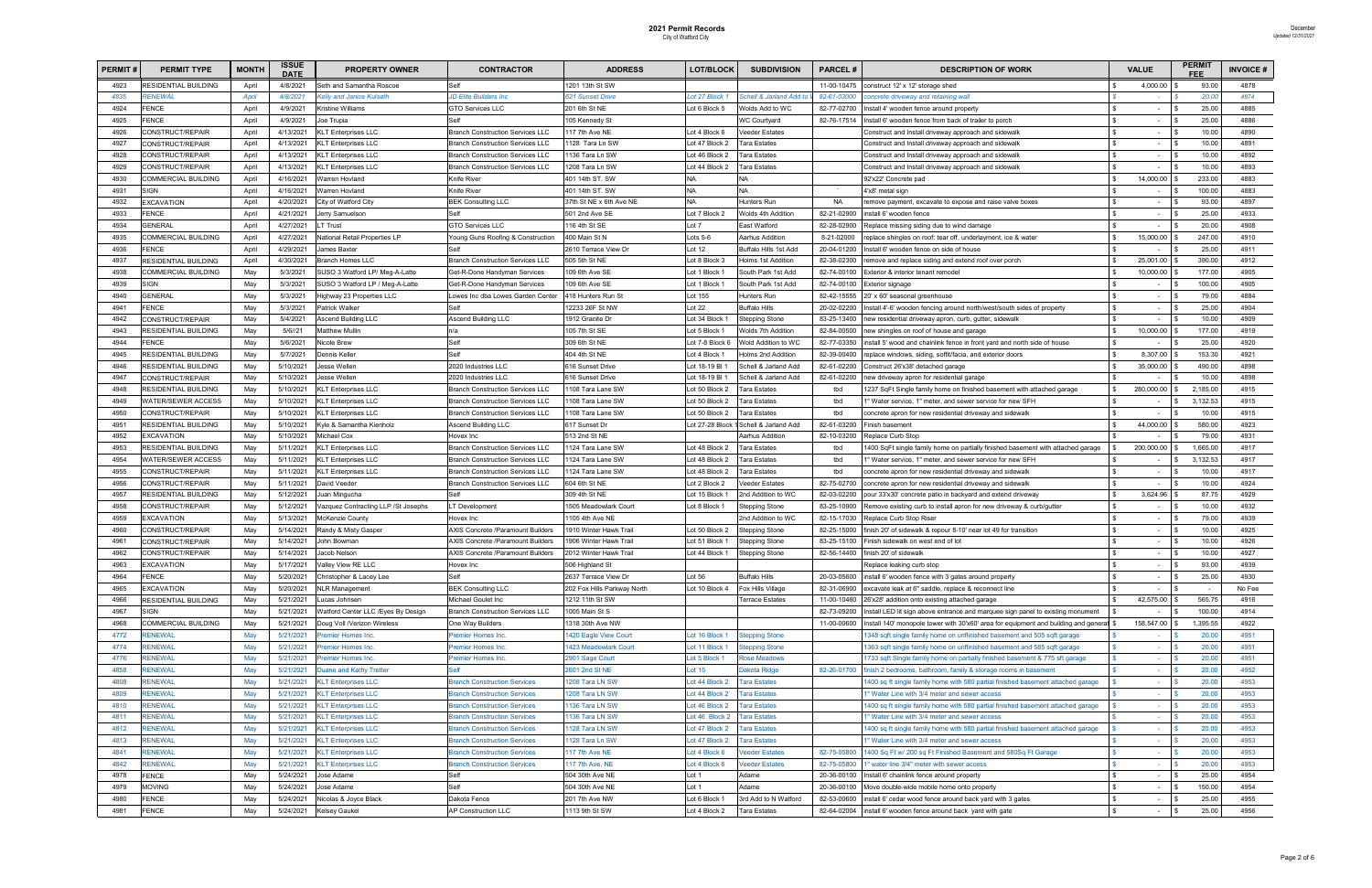# 2021 Permit Records

City of Watford City

December
Updated 12/31/2021

| PERMIT # | PERMIT TYPE | MONTH | ISSUE DATE | PROPERTY OWNER | CONTRACTOR | ADDRESS | LOT/BLOCK | SUBDIVISION | PARCEL # | DESCRIPTION OF WORK | VALUE | PERMIT FEE | INVOICE # |
|---|---|---|---|---|---|---|---|---|---|---|---|---|---|
| 4923 | RESIDENTIAL BUILDING | April | 4/8/2021 | Seth and Samantha Roscoe | Self | 1201 13th St SW | | | 11-00-10475 | construct 12' x 12' storage shed | $ 4,000.00 | $ 93.00 | 4878 |
| 4835 | RENEWAL | April | 4/8/2021 | Kelly and Janice Kulseth | JD Elite Builders Inc | 621 Sunset Drive | Lot 27 Block 1 | Schell & Jarland Add to W | 82-61-03000 | concrete driveway and retaining wall | $ - | $ 20.00 | 4874 |
| 4924 | FENCE | April | 4/9/2021 | Kristine Williams | GTO Services LLC | 201 6th St NE | Lot 6 Block 5 | Wolds Add to WC | 82-77-02700 | Install 4' wooden fence around property | $ - | $ 25.00 | 4885 |
| 4925 | FENCE | April | 4/9/2021 | Joe Trupia | Self | 105 Kennedy St | | WC Courtyard | 82-76-17514 | Install 6' wooden fence from back of trailer to porch | $ - | $ 25.00 | 4886 |
| 4926 | CONSTRUCT/REPAIR | April | 4/13/2021 | KLT Enterprises LLC | Branch Construction Services LLC | 117 7th Ave NE | Lot 4 Block 6 | Veeder Estates | | Construct and Install driveway approach and sidewalk | $ - | $ 10.00 | 4890 |
| 4927 | CONSTRUCT/REPAIR | April | 4/13/2021 | KLT Enterprises LLC | Branch Construction Services LLC | 1128 Tara Ln SW | Lot 47 Block 2 | Tara Estates | | Construct and Install driveway approach and sidewalk | $ - | $ 10.00 | 4891 |
| 4928 | CONSTRUCT/REPAIR | April | 4/13/2021 | KLT Enterprises LLC | Branch Construction Services LLC | 1136 Tara Ln SW | Lot 46 Block 2 | Tara Estates | | Construct and Install driveway approach and sidewalk | $ - | $ 10.00 | 4892 |
| 4929 | CONSTRUCT/REPAIR | April | 4/13/2021 | KLT Enterprises LLC | Branch Construction Services LLC | 1208 Tara Ln SW | Lot 44 Block 2 | Tara Estates | | Construct and Install driveway approach and sidewalk | $ - | $ 10.00 | 4893 |
| 4930 | COMMERCIAL BUILDING | April | 4/16/2021 | Warren Hovland | Knife River | 401 14th ST. SW | NA | NA | | 92'x22' Concrete pad | $ 14,000.00 | $ 233.00 | 4883 |
| 4931 | SIGN | April | 4/16/2021 | Warren Hovland | Knife River | 401 14th ST. SW | NA | NA | | 4'x8' metal sign | $ - | $ 100.00 | 4883 |
| 4932 | EXCAVATION | April | 4/20/2021 | City of Watford City | BEK Consulting LLC | 37th St NE x 6th Ave NE | NA | Hunters Run | NA | remove payment, excavate to expose and raise valve boxes | $ - | $ 93.00 | 4897 |
| 4933 | FENCE | April | 4/21/2021 | Jerry Samuelson | Self | 501 2nd Ave SE | Lot 7 Block 2 | Wolds 4th Addition | 82-21-02900 | install 6' wooden fence | $ - | $ 25.00 | 4933 |
| 4934 | GENERAL | April | 4/27/2021 | LT Trust | GTO Services LLC | 116 4th St SE | Lot 7 | East Watford | 82-28-02900 | Replace missing siding due to wind damage | $ - | $ 20.00 | 4908 |
| 4935 | COMMERCIAL BUILDING | April | 4/27/2021 | National Retail Properties LP | Young Guns Roofing & Construction | 400 Main St N | Lots 5-6 | Aarhus Addition | 8-21-02000 | replace shingles on roof: tear off, underlayment, ice & water | $ 15,000.00 | $ 247.00 | 4910 |
| 4936 | FENCE | April | 4/29/2021 | James Baxter | Self | 2610 Terrace View Dr | Lot 12 | Buffalo Hills 1st Add | 20-04-01200 | Install 6' wooden fence on side of house | $ - | $ 25.00 | 4911 |
| 4937 | RESIDENTIAL BUILDING | April | 4/30/2021 | Branch Homes LLC | Branch Construction Services LLC | 505 5th St NE | Lot 8 Block 3 | Holms 1st Addition | 82-38-02300 | remove and replace siding and extend roof over porch | $ 25,001.00 | $ 390.00 | 4912 |
| 4938 | COMMERCIAL BUILDING | May | 5/3/2021 | SUSO 3 Watford LP/ Meg-A-Latte | Get-R-Done Handyman Services | 109 6th Ave SE | Lot 1 Block 1 | South Park 1st Add | 82-74-00100 | Exterior & interior tenant remodel | $ 10,000.00 | $ 177.00 | 4905 |
| 4939 | SIGN | May | 5/3/2021 | SUSO 3 Watford LP / Meg-A-Latte | Get-R-Done Handyman Services | 109 6th Ave SE | Lot 1 Block 1 | South Park 1st Add | 82-74-00100 | Exterior signage | $ - | $ 100.00 | 4905 |
| 4940 | GENERAL | May | 5/3/2021 | Highway 23 Properties LLC | Lowes Inc dba Lowes Garden Center | 418 Hunters Run St | Lot 155 | Hunters Run | 82-42-15555 | 20' x 60' seasonal greenhouse | $ - | $ 79.00 | 4884 |
| 4941 | FENCE | May | 5/3/2021 | Patrick Walker | Self | 12233 26F St NW | Lot 22 | Buffalo Hills | 20-02-02200 | Install 4'-6' wooden fencing around north/west/south sides of property | $ - | $ 25.00 | 4904 |
| 4942 | CONSTRUCT/REPAIR | May | 5/4/2021 | Ascend Building LLC | Ascend Building LLC | 1912 Granite Dr | Lot 34 Block 1 | Stepping Stone | 83-25-13400 | new residential driveway apron, curb, gutter, sidewalk | $ - | $ 10.00 | 4909 |
| 4943 | RESIDENTIAL BUILDING | May | 5/6/21 | Matthew Mullin | n/a | 105 7th St SE | Lot 5 Block 1 | Wolds 7th Addition | 82-84-00500 | new shingles on roof of house and garage | $ 10,000.00 | $ 177.00 | 4919 |
| 4944 | FENCE | May | 5/6/2021 | Nicole Brew | Self | 309 6th St NE | Lot 7-8 Block 6 | Wold Addition to WC | 82-77-03350 | install 5' wood and chainlink fence in front yard and north side of house | $ - | $ 25.00 | 4920 |
| 4945 | RESIDENTIAL BUILDING | May | 5/7/2021 | Dennis Keller | Self | 404 4th St NE | Lot 4 Block 1 | Holms 2nd Addition | 82-39-00400 | replace windows, siding, soffit/facia, and exterior doors | $ 8,307.00 | $ 153.30 | 4921 |
| 4946 | RESIDENTIAL BUILDING | May | 5/10/2021 | Jesse Wellen | 2020 Industries LLC | 616 Sunset Drive | Lot 18-19 Bl 1 | Schell & Jarland Add | 82-61-02200 | Construct 26'x38' detached garage | $ 35,000.00 | $ 490.00 | 4898 |
| 4947 | CONSTRUCT/REPAIR | May | 5/10/2021 | Jesse Wellen | 2020 Industries LLC | 616 Sunset Drive | Lot 18-19 Bl 1 | Schell & Jarland Add | 82-61-02200 | new driveway apron for residential garage | $ - | $ 10.00 | 4898 |
| 4948 | RESIDENTIAL BUILDING | May | 5/10/2021 | KLT Enterprises LLC | Branch Construction Services LLC | 1108 Tara Lane SW | Lot 50 Block 2 | Tara Estates | tbd | 1237 SqFt Single family home on finished basement with attached garage | $ 280,000.00 | $ 2,185.00 | 4915 |
| 4949 | WATER/SEWER ACCESS | May | 5/10/2021 | KLT Enterprises LLC | Branch Construction Services LLC | 1108 Tara Lane SW | Lot 50 Block 2 | Tara Estates | tbd | 1" Water service, 1" meter, and sewer service for new SFH | $ - | $ 3,132.53 | 4915 |
| 4950 | CONSTRUCT/REPAIR | May | 5/10/2021 | KLT Enterprises LLC | Branch Construction Services LLC | 1108 Tara Lane SW | Lot 50 Block 2 | Tara Estates | tbd | concrete apron for new residential driveway and sidewalk | $ - | $ 10.00 | 4915 |
| 4951 | RESIDENTIAL BUILDING | May | 5/10/2021 | Kyle & Samantha Kienholz | Ascend Building LLC | 617 Sunset Dr | Lot 27-28 Block 1 | Schell & Jarland Add | 82-61-03200 | Finish basement | $ 44,000.00 | $ 580.00 | 4923 |
| 4952 | EXCAVATION | May | 5/10/2021 | Michael Cox | Hovex Inc | 513 2nd St NE | | Aarhus Addition | 82-10-03200 | Replace Curb Stop | $ - | $ 79.00 | 4931 |
| 4953 | RESIDENTIAL BUILDING | May | 5/11/2021 | KLT Enterprises LLC | Branch Construction Services LLC | 1124 Tara Lane SW | Lot 48 Block 2 | Tara Estates | tbd | 1400 SqFt single family home on partially finished basement with attached garage | $ 200,000.00 | $ 1,665.00 | 4917 |
| 4954 | WATER/SEWER ACCESS | May | 5/11/2021 | KLT Enterprises LLC | Branch Construction Services LLC | 1124 Tara Lane SW | Lot 48 Block 2 | Tara Estates | tbd | 1" Water service, 1" meter, and sewer service for new SFH | $ - | $ 3,132.53 | 4917 |
| 4955 | CONSTRUCT/REPAIR | May | 5/11/2021 | KLT Enterprises LLC | Branch Construction Services LLC | 1124 Tara Lane SW | Lot 48 Block 2 | Tara Estates | tbd | concrete apron for new residential driveway and sidewalk | $ - | $ 10.00 | 4917 |
| 4956 | CONSTRUCT/REPAIR | May | 5/11/2021 | David Veeder | Branch Construction Services LLC | 604 6th St NE | Lot 2 Block 2 | Veeder Estates | 82-75-02700 | concrete apron for new residential driveway and sidewalk | $ - | $ 10.00 | 4924 |
| 4957 | RESIDENTIAL BUILDING | May | 5/12/2021 | Juan Mingucha | Self | 309 4th St NE | Lot 15 Block 1 | 2nd Addition to WC | 82-03-02200 | pour 33'x30' concrete patio in backyard and extend driveway | $ 3,624.96 | $ 87.75 | 4929 |
| 4958 | CONSTRUCT/REPAIR | May | 5/12/2021 | Vazquez Contracting LLP /St Josephs | LT Development | 1505 Meadowlark Court | Lot 8 Block 1 | Stepping Stone | 83-25-10900 | Remove existing curb to install apron for new driveway & curb/gutter | $ - | $ 10.00 | 4932 |
| 4959 | EXCAVATION | May | 5/13/2021 | McKenzie County | Hovex Inc | 1105 4th Ave NE | | 2nd Addition to WC | 82-15-17030 | Replace Curb Stop Riser | $ - | $ 79.00 | 4939 |
| 4960 | CONSTRUCT/REPAIR | May | 5/14/2021 | Randy & Misty Gasper | AXIS Concrete /Paramount Builders | 1910 Winter Hawk Trail | Lot 50 Block 2 | Stepping Stone | 82-25-15000 | finish 20' of sidewalk & repour 8-10' near lot 49 for transition | $ - | $ 10.00 | 4925 |
| 4961 | CONSTRUCT/REPAIR | May | 5/14/2021 | John Bowman | AXIS Concrete /Paramount Builders | 1906 Winter Hawk Trail | Lot 51 Block 1 | Stepping Stone | 83-25-15100 | Finish sidewalk on west end of lot | $ - | $ 10.00 | 4926 |
| 4962 | CONSTRUCT/REPAIR | May | 5/14/2021 | Jacob Nelson | AXIS Concrete /Paramount Builders | 2012 Winter Hawk Trail | Lot 44 Block 1 | Stepping Stone | 82-56-14400 | finish 20' of sidewalk | $ - | $ 10.00 | 4927 |
| 4963 | EXCAVATION | May | 5/17/2021 | Valley View RE LLC | Hovex Inc | 506 Highland St | | | | Replace leaking curb stop | $ - | $ 93.00 | 4939 |
| 4964 | FENCE | May | 5/20/2021 | Christopher & Lacey Lee | Self | 2637 Terrace View Dr | Lot 56 | Buffalo Hills | 20-03-05600 | install 6' wooden fence with 3 gates around property | $ - | $ 25.00 | 4930 |
| 4965 | EXCAVATION | May | 5/20/2021 | NLR Management | BEK Consulting LLC | 202 Fox Hills Parkway North | Lot 10 Block 4 | Fox Hills Village | 82-31-06900 | excavate leak at 6" saddle, replace & reconnect line | $ - | $ - | No Fee |
| 4966 | RESIDENTIAL BUILDING | May | 5/21/2021 | Lucas Johnson | Michael Goulet Inc | 1212 11th St SW | | Terrace Estates | 11-00-10460 | 26'x28' addition onto existing attached garage | $ 42,575.00 | $ 565.75 | 4916 |
| 4967 | SIGN | May | 5/21/2021 | Watford Center LLC /Eyes By Design | Branch Construction Services LLC | 1005 Main St S | | | 82-73-09200 | Install LED lit sign above entrance and marquee sign panel to existing monument | $ - | $ 100.00 | 4914 |
| 4968 | COMMERCIAL BUILDING | May | 5/21/2021 | Doug Voll /Verizon Wireless | One Way Builders | 1318 30th Ave NW | | | 11-00-00600 | Install 140' monopole tower with 30'x60' area for equipment and building and generator | $ 158,547.00 | $ 1,395.55 | 4922 |
| 4772 | RENEWAL | May | 5/21/2021 | Premier Homes Inc. | Premier Homes Inc. | 1420 Eagle View Court | Lot 16 Block 1 | Stepping Stone | | 1348 sqft single family home on unfinished basement and 505 sqft garage | $ - | $ 20.00 | 4951 |
| 4774 | RENEWAL | May | 5/21/2021 | Premier Homes Inc. | Premier Homes Inc. | 1423 Meadowlark Court | Lot 11 Block 1 | Stepping Stone | | 1363 sqft single family home on unfinished basement and 585 sqft garage | $ - | $ 20.00 | 4951 |
| 4776 | RENEWAL | May | 5/21/2021 | Premier Homes Inc. | Premier Homes Inc. | 2901 Sage Court | Lot 5 Block 1 | Rose Meadows | | 1733 sqft Single family home on partially finished basement & 775 sft garage | $ - | $ 20.00 | 4951 |
| 4858 | RENEWAL | May | 5/21/2021 | Duane and Kathy Tretter | Self | 2601 2nd St NE | Lot 15 | Dakota Ridge | 82-26-01700 | finish 2 bedrooms, bathroom, family & storage rooms in basement | $ - | $ 20.00 | 4952 |
| 4808 | RENEWAL | May | 5/21/2021 | KLT Enterprises LLC | Branch Construction Services | 1208 Tara LN SW | Lot 44 Block 2 | Tara Estates | | 1400 sq ft single family home with 580 partial finished basement attached garage | $ - | $ 20.00 | 4953 |
| 4809 | RENEWAL | May | 5/21/2021 | KLT Enterprises LLC | Branch Construction Services | 1208 Tara LN SW | Lot 44 Block 2 | Tara Estates | | 1" Water Line with 3/4 meter and sewer access | $ - | $ 20.00 | 4953 |
| 4810 | RENEWAL | May | 5/21/2021 | KLT Enterprises LLC | Branch Construction Services | 1136 Tara LN SW | Lot 46 Block 2 | Tara Estates | | 1400 sq ft single family home with 580 partial finished basement attached garage | $ - | $ 20.00 | 4953 |
| 4811 | RENEWAL | May | 5/21/2021 | KLT Enterprises LLC | Branch Construction Services | 1136 Tara LN SW | Lot 46 Block 2 | Tara Estates | | 1" Water Line with 3/4 meter and sewer access | $ - | $ 20.00 | 4953 |
| 4812 | RENEWAL | May | 5/21/2021 | KLT Enterprises LLC | Branch Construction Services | 1128 Tara LN SW | Lot 47 Block 2 | Tara Estates | | 1400 sq ft single family home with 580 partial finished basement attached garage | $ - | $ 20.00 | 4953 |
| 4813 | RENEWAL | May | 5/21/2021 | KLT Enterprises LLC | Branch Construction Services | 1128 Tara LN SW | Lot 47 Block 2 | Tara Estates | | 1" Water Line with 3/4 meter and sewer access | $ - | $ 20.00 | 4953 |
| 4841 | RENEWAL | May | 5/21/2021 | KLT Enterprises LLC | Branch Construction Services | 117 7th Ave NE | Lot 4 Block 6 | Veeder Estates | 82-75-05800 | 1400 Sq Ft w/ 200 sq Ft Finished Basement and 580Sq Ft Garage | $ - | $ 20.00 | 4953 |
| 4842 | RENEWAL | May | 5/21/2021 | KLT Enterprises LLC | Branch Construction Services | 117 7th Ave. NE | Lot 4 Block 6 | Veeder Estates | 82-75-05800 | 1" water line 3/4" meter with sewer access | $ - | $ 20.00 | 4953 |
| 4978 | FENCE | May | 5/24/2021 | Jose Adame | Self | 504 30th Ave NE | Lot 1 | Adame | 20-36-00100 | Install 6' chainlink fence around property | $ - | $ 25.00 | 4954 |
| 4979 | MOVING | May | 5/24/2021 | Jose Adame | Self | 504 30th Ave NE | Lot 1 | Adame | 20-36-00100 | Move double-wide mobile home onto property | $ - | $ 150.00 | 4954 |
| 4980 | FENCE | May | 5/24/2021 | Nicolas & Joyce Black | Dakota Fence | 201 7th Ave NW | Lot 6 Block 1 | 3rd Add to N Watford | 82-53-00600 | install 6' cedar wood fence around back yard with 3 gates | $ - | $ 25.00 | 4955 |
| 4981 | FENCE | May | 5/24/2021 | Kelsey Gaukel | AP Construction LLC | 1113 9th St SW | Lot 4 Block 2 | Tara Estates | 82-64-02004 | install 6' wooden fence around back yard with gate | $ - | $ 25.00 | 4956 |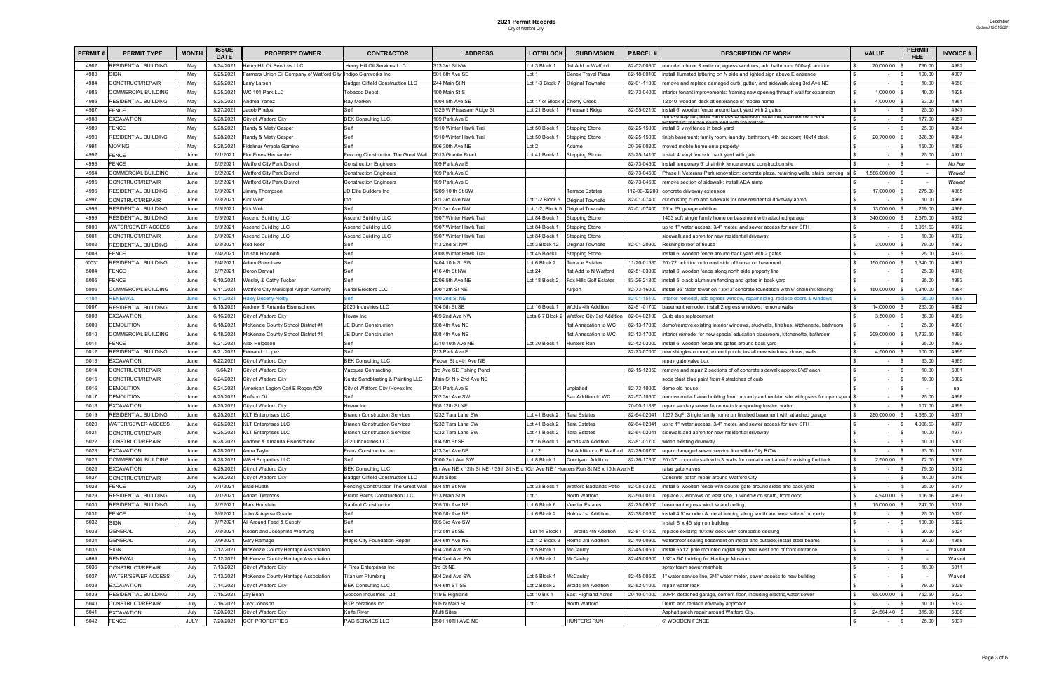# 2021 Permit Records

City of Watford City

December
*Updated 12/31/2021*

| PERMIT # | PERMIT TYPE | MONTH | ISSUE DATE | PROPERTY OWNER | CONTRACTOR | ADDRESS | LOT/BLOCK | SUBDIVISION | PARCEL # | DESCRIPTION OF WORK | VALUE | PERMIT FEE | INVOICE # |
|---|---|---|---|---|---|---|---|---|---|---|---|---|---|
| 4982 | RESIDENTIAL BUILDING | May | 5/24/2021 | Henry Hill Oil Services LLC | Henry Hill Oil Services LLC | 313 3rd St NW | Lot 3 Block 1 | 1st Add to Watford | 82-02-00300 | remodel interior & exterior, egress windows, add bathroom, 500sqft addition | $ 70,000.00 | $ 790.00 | 4982 |
| 4983 | SIGN | May | 5/25/2021 | Farmers Union Oil Company of Watford City | Indigo Signworks Inc | 501 6th Ave SE | Lot 1 | Cenex Travel Plaza | 82-18-00100 | install illumated lettering on N side and lighted sign above E entrance | $ - | $ 100.00 | 4907 |
| 4984 | CONSTRUCT/REPAIR | May | 5/25/2021 | Larry Larsen | Badger Oilfield Construction LLC | 244 Main St N | Lot 1-3 Block 7 | Original Townsite | 82-01-11000 | remove and replace damaged curb, gutter, and sidewalk along 3rd Ave NE | $ - | $ 10.00 | 4650 |
| 4985 | COMMERCIAL BUILDING | May | 5/25/2021 | WC 101 Park LLC | Tobacco Depot | 100 Main St S | | | 82-73-04000 | interior tenant improvements: framing new opening through wall for expansion | $ 1,000.00 | $ 40.00 | 4928 |
| 4986 | RESIDENTIAL BUILDING | May | 5/25/2021 | Andrea Yanez | Ray Morken | 1004 5th Ave SE | Lot 17 of Block 3 | Cherry Creek | | 12'x40' wooden deck at enterance of mobile home | $ 4,000.00 | $ 93.00 | 4961 |
| 4987 | FENCE | May | 5/27/2021 | Jacob Phelps | Self | 1325 W Pheasant Ridge St | Lot 21 Block 1 | Pheasant Ridge | 82-55-02100 | install 6' wooden fence around back yard with 2 gates | $ - | $ 25.00 | 4947 |
| 4988 | EXCAVATION | May | 5/28/2021 | City of Watford City | BEK Consulting LLC | 109 Park Ave E | | | | remove asphalt, raise valve box to abandon watermine, exavate north end watermain, replace south end with fire hydrant | $ - | $ 177.00 | 4957 |
| 4989 | FENCE | May | 5/28/2021 | Randy & Misty Gasper | Self | 1910 Winter Hawk Trail | Lot 50 Block 1 | Stepping Stone | 82-25-15000 | install 6' vinyl fence in back yard | $ - | $ 25.00 | 4964 |
| 4990 | RESIDENTIAL BUILDING | May | 5/28/2021 | Randy & Misty Gasper | Self | 1910 Winter Hawk Trail | Lot 50 Block 1 | Stepping Stone | 82-25-15000 | finish basement: family room, laundry, bathroom, 4th bedroom; 10x14 deck | $ 20,700.00 | $ 326.80 | 4964 |
| 4991 | MOVING | May | 5/28/2021 | Fidelmar Arreola Gamino | Self | 506 30th Ave NE | Lot 2 | Adame | 20-36-00200 | moved mobile home onto property | $ - | $ 150.00 | 4959 |
| 4992 | FENCE | June | 6/1/2021 | Flor Fores Hernandez | Fencing Construction The Great Wall | 2013 Granite Road | Lot 41 Block 1 | Stepping Stone | 83-25-14100 | Install 4' vinyl fence in back yard with gate | $ - | $ 25.00 | 4971 |
| 4993 | FENCE | June | 6/2/2021 | Watford City Park District | Construction Engineers | 109 Park Ave E | | | 82-73-04500 | install temporary 6' chainlink fence around construction site | $ - | $ - | No Fee |
| 4994 | COMMERCIAL BUILDING | June | 6/2/2021 | Watford City Park District | Construction Engineers | 109 Park Ave E | | | 82-73-04500 | Phase II Veterans Park renovation: concrete plaza, retaining walls, stairs, parking, si | $ 1,586,000.00 | $ - | Waived |
| 4995 | CONSTRUCT/REPAIR | June | 6/2/2021 | Watford City Park District | Construction Engineers | 109 Park Ave E | | | 82-73-04500 | remove section of sidewalk; install ADA ramp | $ - | $ - | Waived |
| 4996 | RESIDENTIAL BUILDING | June | 6/3/2021 | Jimmy Thompson | JD Elite Builders Inc | 1209 10 th St SW | | Terrace Estates | 112-00-02200 | concrete driveway extension | $ 17,000.00 | $ 275.00 | 4965 |
| 4997 | CONSTRUCT/REPAIR | June | 6/3/2021 | Kirk Wold | tbd | 201 3rd Ave NW | Lot 1-2 Block 5 | Original Townsite | 82-01-07400 | cut existing curb and sidewalk for new residential driveway apron | $ - | $ 10.00 | 4966 |
| 4998 | RESIDENTIAL BUILDING | June | 6/3/2021 | Kirk Wold | Self | 201 3rd Ave NW | Lot 1-2, Block 5 | Original Townsite | 82-01-07400 | 25' x 25' garage addition | $ 13,000.00 | $ 219.00 | 4966 |
| 4999 | RESIDENTIAL BUILDING | June | 6/3/2021 | Ascend Building LLC | Ascend Building LLC | 1907 Winter Hawk Trail | Lot 84 Block 1 | Stepping Stone | | 1403 sqft single family home on basement with attached garage | $ 340,000.00 | $ 2,575.00 | 4972 |
| 5000 | WATER/SEWER ACCESS | June | 6/3/2021 | Ascend Building LLC | Ascend Building LLC | 1907 Winter Hawk Trail | Lot 84 Block 1 | Stepping Stone | | up to 1" water access, 3/4" meter, and sewer access for new SFH | $ - | $ 3,951.53 | 4972 |
| 5001 | CONSTRUCT/REPAIR | June | 6/3/2021 | Ascend Building LLC | Ascend Building LLC | 1907 Winter Hawk Trail | Lot 84 Block 1 | Stepping Stone | | sidewalk and apron for new residential driveway | $ - | $ 10.00 | 4972 |
| 5002 | RESIDENTIAL BUILDING | June | 6/3/2021 | Rod Neer | Self | 113 2nd St NW | Lot 3 Block 12 | Original Townsite | 82-01-20900 | Reshingle roof of house | $ 3,000.00 | $ 79.00 | 4963 |
| 5003 | FENCE | June | 6/4/2021 | Trustin Holcomb | Self | 2008 Winter Hawk Trail | Lot 45 Block1 | Stepping Stone | | install 6' wooden fence around back yard with 2 gates | $ - | $ 25.00 | 4973 |
| 5003* | RESIDENTIAL BUILDING | June | 6/4/2021 | Adam Greenhaw | Self | 1404 10th St SW | Lot 6 Block 2 | Terrace Estates | 11-20-01580 | 20'x72' addition onto east side of house on basement | $ 150,000.00 | $ 1,340.00 | 4967 |
| 5004 | FENCE | June | 6/7/2021 | Deron Darvial | Self | 416 4th St NW | Lot 24 | 1st Add to N Watford | 82-51-03000 | install 6' wooden fence along north side property line | $ - | $ 25.00 | 4976 |
| 5005 | FENCE | June | 6/10/2021 | Wesley & Cathy Tucker | Self | 2206 5th Ave NE | Lot 18 Block 2 | Fox Hills Golf Estates | 83-26-21800 | install 5' black aluminum fencing and gates in back yard | $ - | $ 25.00 | 4983 |
| 5006 | COMMERCIAL BUILDING | June | 6/11/2021 | Watford City Municipal Airport Authority | Aerial Erectors LLC | 300 12th St NE | | Airport | 82-73-16000 | install 36' radar tower on 13'x13' concrete foundation with 6' chainlink fencing | $ 150,000.00 | $ 1,340.00 | 4984 |
| 4184 | RENEWAL | June | 6/11/2021 | Haley Deserly-Nolby | Self | 100 2nd St NE | | | 82-01-15100 | Interior remodel, add egress window, repair siding, replace doors & windows | $ - | $ 25.00 | 4986 |
| 5007 | RESIDENTIAL BUILDING | June | 6/15/2021 | Andrew & Amanda Eisenschenk | 2020 Industries LLC | 104 5th St SE | Lot 16 Block 1 | Wolds 4th Addition | 82-81-01700 | basement remodel: install 2 egress windows, remove walls | $ 14,000.00 | $ 233.00 | 4982 |
| 5008 | EXCAVATION | June | 6/16/2021 | City of Watford City | Hovex Inc | 409 2nd Ave NW | Lots 6,7 Block 2 | Watford City 3rd Addition | 82-04-02100 | Curb stop replacement | $ 3,500.00 | $ 86.00 | 4989 |
| 5009 | DEMOLITION | June | 6/18/2021 | McKenzie County School District #1 | JE Dunn Construction | 908 4th Ave NE | | 1st Annexation to WC | 82-13-17000 | demo/remove existing interior windows, studwalls, finishes, kitchenette, bathroom | $ - | $ 25.00 | 4990 |
| 5010 | COMMERCIAL BUILDING | June | 6/18/2021 | McKenzie County School District #1 | JE Dunn Construction | 908 4th Ave NE | | 1st Annexation to WC | 82-13-17000 | interior remodel for new special education classroom, kitchenette, bathroom | $ 209,000.00 | $ 1,723.50 | 4990 |
| 5011 | FENCE | June | 6/21/2021 | Alex Helgeson | Self | 3310 10th Ave NE | Lot 30 Block 1 | Hunters Run | 82-42-03000 | install 6' wooden fence and gates around back yard | $ - | $ 25.00 | 4993 |
| 5012 | RESIDENTIAL BUILDING | June | 6/21/2021 | Fernando Lopez | Self | 213 Park Ave E | | | 82-73-07000 | new shingles on roof, extend porch, install new windows, doors, walls | $ 4,500.00 | $ 100.00 | 4995 |
| 5013 | EXCAVATION | June | 6/22/2021 | City of Watford City | BEK Consulting LLC | Poplar St x 4th Ave NE | | | | repair gate valve box | $ - | $ 93.00 | 4985 |
| 5014 | CONSTRUCT/REPAIR | June | 6/64/21 | City of Watford City | Vazquez Contracting | 3rd Ave SE Fishing Pond | | | 82-15-12050 | remove and repair 2 sections of of concrete sidewalk approx 8'x5' each | $ - | $ 10.00 | 5001 |
| 5015 | CONSTRUCT/REPAIR | June | 6/24/2021 | City of Watford City | Kuntz Sandblasting & Painting LLC | Main St N x 2nd Ave NE | | | | soda blast blue paint from 4 stretches of curb | $ - | $ 10.00 | 5002 |
| 5016 | DEMOLITION | June | 6/24/2021 | American Legion Carl E Rogen #29 | City of Watford City /Hovex Inc | 201 Park Ave E | | unplatted | 82-73-10000 | demo old house | $ - | $ - | na |
| 5017 | DEMOLITION | June | 6/25/2021 | Rolfson Oil | Self | 202 3rd Ave SW | | Sax Addition to WC | 82-57-10500 | remove metal frame building from property and reclaim site with grass for open spac | $ - | $ 25.00 | 4998 |
| 5018 | EXCAVATION | June | 6/25/2021 | City of Watford City | Hovex Inc | 908 12th St NE | | | 20-00-11835 | repair sanitary sewer force main transporting treated water | $ - | $ 107.00 | 4999 |
| 5019 | RESIDENTIAL BUILDING | June | 6/25/2021 | KLT Enterprises LLC | Branch Construction Services | 1232 Tara Lane SW | Lot 41 Block 2 | Tara Estates | 82-64-02041 | 1237 SqFt Single family home on finished basement with attached garage | $ 280,000.00 | $ 4,685.00 | 4977 |
| 5020 | WATER/SEWER ACCESS | June | 6/25/2021 | KLT Enterprises LLC | Branch Construction Services | 1232 Tara Lane SW | Lot 41 Block 2 | Tara Estates | 82-64-02041 | up to 1" water access, 3/4" meter, and sewer access for new SFH | $ - | $ 4,006.53 | 4977 |
| 5021 | CONSTRUCT/REPAIR | June | 6/25/2021 | KLT Enterprises LLC | Branch Construction Services | 1232 Tara Lane SW | Lot 41 Block 2 | Tara Estates | 82-64-02041 | sidewalk and apron for new residential driveway | $ - | $ 10.00 | 4977 |
| 5022 | CONSTRUCT/REPAIR | June | 6/28/2021 | Andrew & Amanda Eisenschenk | 2020 Industries LLC | 104 5th St SE | Lot 16 Block 1 | Wolds 4th Addition | 82-81-01700 | widen existing driveway | $ - | $ 10.00 | 5000 |
| 5023 | EXCAVATION | June | 6/28/2021 | Anna Taylor | Franz Construction Inc | 413 3rd Ave NE | Lot 12 | 1st Addition to E Watford | 82-29-00700 | repair damaged sewer service line within City ROW | $ - | $ 93.00 | 5010 |
| 5025 | COMMERCIAL BUILDING | June | 6/28/2021 | W&H Properties LLC | Self | 2000 2nd Ave SW | Lot 8 Block 1 | Courtyard Addition | 82-76-17800 | 20'x37' concrete slab with 3' walls for containment area for existing fuel tank | $ 2,500.00 | $ 72.00 | 5009 |
| 5026 | EXCAVATION | June | 6/29/2021 | City of Watford City | BEK Consulting LLC | 6th Ave NE x 12th St NE / 35th St NE x 10th Ave NE / Hunters Run St NE x 10th Ave NE | | | | raise gate valves | $ - | $ 79.00 | 5012 |
| 5027 | CONSTRUCT/REPAIR | June | 6/30/2021 | City of Watford City | Badger Oilfield Construction LLC | Multi Sites | | | | Concrete patch repair around Watford City | $ - | $ 10.00 | 5016 |
| 5028 | FENCE | July | 7/1/2021 | Brad Hueth | Fencing Construction The Great Wall | 504 8th St NW | Lot 33 Block 1 | Watford Badlands Patio | 82-08-03300 | install 6' wooden fence with double gate around sides and back yard | $ - | $ 25.00 | 5017 |
| 5029 | RESIDENTIAL BUILDING | July | 7/1/2021 | Adrian Timmons | Prairie Barns Construction LLC | 513 Main St N | Lot 1 | North Watford | 82-50-00100 | replace 3 windows on east side, 1 window on south, front door | $ 4,940.00 | $ 106.16 | 4997 |
| 5030 | RESIDENTIAL BUILDING | July | 7/2/2021 | Mark Honstein | Sanford Construction | 205 7th Ave NE | Lot 6 Block 6 | Veeder Estates | 82-75-06000 | basement egress window and ceiling, | $ 15,000.00 | $ 247.00 | 5018 |
| 5031 | FENCE | July | 7/6/2021 | John & Alyssa Quade | Self | 300 5th Ave NE | Lot 6 Block 2 | Holms 1st Addition | 82-38-00600 | install 4.5' wooden & metal fencing along south and west side of property | $ - | $ 25.00 | 5020 |
| 5032 | SIGN | July | 7/7/2021 | All Around Feed & Supply | Self | 605 3rd Ave SW | | | | Install 8' x 45' sign on building | $ - | $ 100.00 | 5022 |
| 5033 | GENERAL | July | 7/8/2021 | Robert and Josephine Wehrung | Self | 112 5th St SE | Lot 14 Block 1 | Wolds 4th Addition | 82-81-01500 | replace existing 10'x16' deck with composite decking | $ - | $ 20.00 | 5024 |
| 5034 | GENERAL | July | 7/9/2021 | Gary Ramage | Magic City Foundation Repair | 304 6th Ave NE | Lot 1-2 Block 3 | Holms 3rd Addition | 82-40-00900 | waterproof sealing basement on inside and outside; install steel beams | $ - | $ 20.00 | 4958 |
| 5035 | SIGN | July | 7/12/2021 | McKenzie County Heritage Association | | 904 2nd Ave SW | Lot 5 Block 1 | McCauley | 82-45-00500 | install 6'x12' pole mounted digital sign near west end of front entrance | $ - | $ - | Waived |
| 4669 | RENEWAL | July | 7/12/2021 | McKenzie County Heritage Association | | 904 2nd Ave SW | Lot 5 Block 1 | McCauley | 82-45-00500 | 152' x 64' building for Heritage Museum | $ - | $ - | Waived |
| 5036 | CONSTRUCT/REPAIR | July | 7/13/2021 | City of Watford City | 4 Fires Enterprises Inc | 3rd St NE | | | | spray foam sewer manhole | $ - | $ 10.00 | 5011 |
| 5037 | WATER/SEWER ACCESS | July | 7/13/2021 | McKenzie County Heritage Association | Titanium Plumbing | 904 2nd Ave SW | Lot 5 Block 1 | McCauley | 82-45-00500 | 1" water service line, 3/4" water meter, sewer access to new building | $ - | $ - | Waived |
| 5038 | EXCAVATION | July | 7/14/2021 | City of Watford City | BEK Consulting LLC | 104 6th ST SE | Lot 2 Block 2 | Wolds 5th Addition | 82-82-01000 | repair water leak | $ - | $ 79.00 | 5029 |
| 5039 | RESIDENTIAL BUILDING | July | 7/15/2021 | Jay Bean | Goodon Industries, Ltd | 119 E Highland | Lot 10 Blk 1 | East Highland Acres | 20-10-01000 | 30x44 detached garage, cement floor, including electric,water/sewer | $ 65,000.00 | $ 752.50 | 5023 |
| 5040 | CONSTRUCT/REPAIR | July | 7/16/2021 | Cory Johnson | RTP perations inc | 505 N Main St | Lot 1 | North Watford | | Demo and replace driveway approach | $ - | $ 10.00 | 5032 |
| 5041 | EXCAVATION | July | 7/20/2021 | City of Watford City | Knife River | Multi Sites | | | | Asphalt patch repair around Watford City. | $ 24,564.40 | $ 315.90 | 5036 |
| 5042 | FENCE | JULY | 7/20/2021 | COF PROPERTIES | PAG SERVIES LLC | 3501 10TH AVE NE | | HUNTERS RUN | | 6' WOODEN FENCE | $ - | $ 25.00 | 5037 |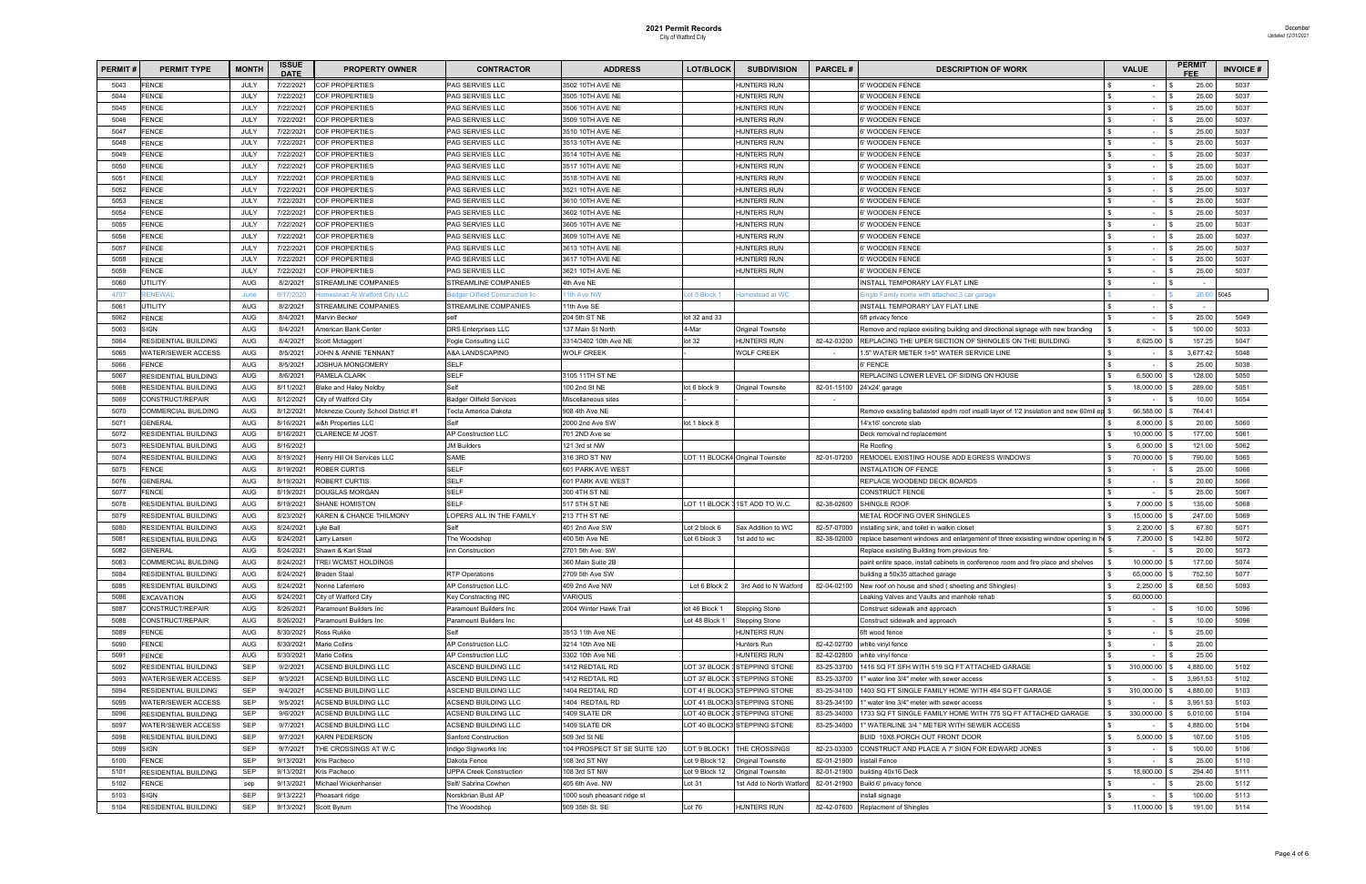# 2021 Permit Records

City of Watford City

December
*Updated 12/31/2021*

| PERMIT # | PERMIT TYPE | MONTH | ISSUE DATE | PROPERTY OWNER | CONTRACTOR | ADDRESS | LOT/BLOCK | SUBDIVISION | PARCEL # | DESCRIPTION OF WORK | VALUE | PERMIT FEE | INVOICE # |
|---|---|---|---|---|---|---|---|---|---|---|---|---|---|
| 5043 | FENCE | JULY | 7/22/2021 | COF PROPERTIES | PAG SERVIES LLC | 3502 10TH AVE NE | | HUNTERS RUN | | 6' WOODEN FENCE | $ - | $ 25.00 | 5037 |
| 5044 | FENCE | JULY | 7/22/2021 | COF PROPERTIES | PAG SERVIES LLC | 3505 10TH AVE NE | | HUNTERS RUN | | 6' WOODEN FENCE | $ - | $ 25.00 | 5037 |
| 5045 | FENCE | JULY | 7/22/2021 | COF PROPERTIES | PAG SERVIES LLC | 3506 10TH AVE NE | | HUNTERS RUN | | 6' WOODEN FENCE | $ - | $ 25.00 | 5037 |
| 5046 | FENCE | JULY | 7/22/2021 | COF PROPERTIES | PAG SERVIES LLC | 3509 10TH AVE NE | | HUNTERS RUN | | 6' WOODEN FENCE | $ - | $ 25.00 | 5037 |
| 5047 | FENCE | JULY | 7/22/2021 | COF PROPERTIES | PAG SERVIES LLC | 3510 10TH AVE NE | | HUNTERS RUN | | 6' WOODEN FENCE | $ - | $ 25.00 | 5037 |
| 5048 | FENCE | JULY | 7/22/2021 | COF PROPERTIES | PAG SERVIES LLC | 3513 10TH AVE NE | | HUNTERS RUN | | 6' WOODEN FENCE | $ - | $ 25.00 | 5037 |
| 5049 | FENCE | JULY | 7/22/2021 | COF PROPERTIES | PAG SERVIES LLC | 3514 10TH AVE NE | | HUNTERS RUN | | 6' WOODEN FENCE | $ - | $ 25.00 | 5037 |
| 5050 | FENCE | JULY | 7/22/2021 | COF PROPERTIES | PAG SERVIES LLC | 3517 10TH AVE NE | | HUNTERS RUN | | 6' WOODEN FENCE | $ - | $ 25.00 | 5037 |
| 5051 | FENCE | JULY | 7/22/2021 | COF PROPERTIES | PAG SERVIES LLC | 3518 10TH AVE NE | | HUNTERS RUN | | 6' WOODEN FENCE | $ - | $ 25.00 | 5037 |
| 5052 | FENCE | JULY | 7/22/2021 | COF PROPERTIES | PAG SERVIES LLC | 3521 10TH AVE NE | | HUNTERS RUN | | 6' WOODEN FENCE | $ - | $ 25.00 | 5037 |
| 5053 | FENCE | JULY | 7/22/2021 | COF PROPERTIES | PAG SERVIES LLC | 3610 10TH AVE NE | | HUNTERS RUN | | 6' WOODEN FENCE | $ - | $ 25.00 | 5037 |
| 5054 | FENCE | JULY | 7/22/2021 | COF PROPERTIES | PAG SERVIES LLC | 3602 10TH AVE NE | | HUNTERS RUN | | 6' WOODEN FENCE | $ - | $ 25.00 | 5037 |
| 5055 | FENCE | JULY | 7/22/2021 | COF PROPERTIES | PAG SERVIES LLC | 3605 10TH AVE NE | | HUNTERS RUN | | 6' WOODEN FENCE | $ - | $ 25.00 | 5037 |
| 5056 | FENCE | JULY | 7/22/2021 | COF PROPERTIES | PAG SERVIES LLC | 3609 10TH AVE NE | | HUNTERS RUN | | 6' WOODEN FENCE | $ - | $ 25.00 | 5037 |
| 5057 | FENCE | JULY | 7/22/2021 | COF PROPERTIES | PAG SERVIES LLC | 3613 10TH AVE NE | | HUNTERS RUN | | 6' WOODEN FENCE | $ - | $ 25.00 | 5037 |
| 5058 | FENCE | JULY | 7/22/2021 | COF PROPERTIES | PAG SERVIES LLC | 3617 10TH AVE NE | | HUNTERS RUN | | 6' WOODEN FENCE | $ - | $ 25.00 | 5037 |
| 5059 | FENCE | JULY | 7/22/2021 | COF PROPERTIES | PAG SERVIES LLC | 3621 10TH AVE NE | | HUNTERS RUN | | 6' WOODEN FENCE | $ - | $ 25.00 | 5037 |
| 5060 | UTILITY | AUG | 8/2/2021 | STREAMLINE COMPANIES | STREAMLINE COMPANIES | 4th Ave NE | | | | INSTALL TEMPORARY LAY FLAT LINE | $ - | $ - | |
| 4707 | RENEWAL | June | 6/17/2020 | Homestead At Watford City LLC | Badger Oilfield Construction llc | 11th Ave NW | Lot 5 Block 1 | Homestead at WC | | Single Family home with attached 3 car garage | $ - | $ 20.00 | 5045 |
| 5061 | UTILITY | AUG | 8/2/2021 | STREAMLINE COMPANIES | STREAMLINE COMPANIES | 11th Ave SE | | | | INSTALL TEMPORARY LAY FLAT LINE | $ - | $ - | |
| 5062 | FENCE | AUG | 8/4/2021 | Marvin Becker | self | 204 5th ST NE | lot 32 and 33 | | | 6ft privacy fence | $ - | $ 25.00 | 5049 |
| 5063 | SIGN | AUG | 8/4/2021 | American Bank Center | DRS Enterprises LLC | 137 Main St North | 4-Mar | Original Townsite | | Remove and replace exisiting building and directional signage with new branding | $ - | $ 100.00 | 5033 |
| 5064 | RESIDENTIAL BUILDING | AUG | 8/4/2021 | Scott Mctaggert | Fogle Consulting LLC | 3314/3402 10th Ave NE | lot 32 | HUNTERS RUN | 82-42-03200 | REPLACING THE UPPER SECTION OF SHINGLES ON THE BUILDING | $ 8,625.00 | $ 157.25 | 5047 |
| 5065 | WATER/SEWER ACCESS | AUG | 8/5/2021 | JOHN & ANNIE TENNANT | A&A LANDSCAPING | WOLF CREEK | | WOLF CREEK | - | 1.5" WATER METER 1>5" WATER SERVICE LINE | $ - | $ 3,677.42 | 5048 |
| 5066 | FENCE | AUG | 8/5/2021 | JOSHUA MONGOMERY | SELF | | | | | 6' FENCE | $ - | $ 25.00 | 5038 |
| 5067 | RESIDENTIAL BUILDING | AUG | 8/6/2021 | PAMELA CLARK | SELF | 3105 11TH ST NE | | | | REPLACING LOWER LEVEL OF SIDING ON HOUSE | $ 6,500.00 | $ 128.00 | 5050 |
| 5068 | RESIDENTIAL BUILDING | AUG | 8/11/2021 | Blake and Haley Noldby | Self | 100 2nd St NE | lot 6 block 9 | Original Townsite | 82-01-15100 | 24'x24' garage | $ 18,000.00 | $ 289.00 | 5051 |
| 5069 | CONSTRUCT/REPAIR | AUG | 8/12/2021 | City of Watford City | Badger Oilfield Services | Miscellaneous sites | - | - | - | | $ - | $ 10.00 | 5054 |
| 5070 | COMMERCIAL BUILDING | AUG | 8/12/2021 | Mcknezie County School District #1 | Tecta America Dakota | 908 4th Ave NE | | | | Remove exsisting ballasted epdm roof insatll layer of 1'2 insulation and new 60mil ep | $ 66,588.00 | $ 764.41 | |
| 5071 | GENERAL | AUG | 8/16/2021 | w&h Properties LLC | Self | 2000 2nd Ave SW | lot 1 block 8 | | | 14'x16' concrete slab | $ 8,000.00 | $ 20.00 | 5060 |
| 5072 | RESIDENTIAL BUILDING | AUG | 8/16/2021 | CLARENCE M JOST | AP Construction LLC | 701 2ND Ave se | | | | Deck removal nd replacement | $ 10,000.00 | $ 177.00 | 5061 |
| 5073 | RESIDENTIAL BUILDING | AUG | 8/16/2021 | | JM Builders | 121 3rd st NW | | | | Re Roofing | $ 6,000.00 | $ 121.00 | 5062 |
| 5074 | RESIDENTIAL BUILDING | AUG | 8/19/2021 | Henry Hill Oil Services LLC | SAME | 316 3RD ST NW | LOT 11 BLOCK4 | Original Townsite | 82-01-07200 | REMODEL EXISTING HOUSE ADD EGRESS WINDOWS | $ 70,000.00 | $ 790.00 | 5065 |
| 5075 | FENCE | AUG | 8/19/2021 | ROBER CURTIS | SELF | 601 PARK AVE WEST | | | | INSTALATION OF FENCE | $ - | $ 25.00 | 5066 |
| 5076 | GENERAL | AUG | 8/19/2021 | ROBERT CURTIS | SELF | 601 PARK AVE WEST | | | | REPLACE WOODEND DECK BOARDS | $ - | $ 20.00 | 5066 |
| 5077 | FENCE | AUG | 8/19/2021 | DOUGLAS MORGAN | SELF | 300 4TH ST NE | | | | CONSTRUCT FENCE | $ - | $ 25.00 | 5067 |
| 5078 | RESIDENTIAL BUILDING | AUG | 8/19/2021 | SHANE HOMISTON | SELF | 517 5TH ST NE | LOT 11 BLOCK 3 | 1ST ADD TO W.C. | 82-38-02600 | SHINGLE ROOF | $ 7,000.00 | $ 135.00 | 5068 |
| 5079 | RESIDENTIAL BUILDING | AUG | 8/23/2021 | KAREN & CHANCE THILMONY | LOPERS ALL IN THE FAMILY | 213 7TH ST NE | | | | METAL ROOFING OVER SHINGLES | $ 15,000.00 | $ 247.00 | 5069 |
| 5080 | RESIDENTIAL BUILDING | AUG | 8/24/2021 | Lyle Ball | Self | 401 2nd Ave SW | Lot 2 block 6 | Sax Addition to WC | 82-57-07000 | installing sink, and toilet in walkin closet | $ 2,200.00 | $ 67.80 | 5071 |
| 5081 | RESIDENTIAL BUILDING | AUG | 8/24/2021 | Larry Larsen | The Woodshop | 400 5th Ave NE | Lot 6 block 3 | 1st add to wc | 82-38-02000 | replace basement windows and enlargement of three exisisting window opening in h | $ 7,200.00 | $ 142.80 | 5072 |
| 5082 | GENERAL | AUG | 8/24/2021 | Shawn & Kari Staal | Inn Construction | 2701 5th Ave. SW | | | | Replace exsisting Building from previous fire | $ - | $ 20.00 | 5073 |
| 5083 | COMMERCIAL BUILDING | AUG | 8/24/2021 | TREI WCMST HOLDINGS | | 360 Main Suite 2B | | | | paint entire space, install cabinets in conference room and fire place and shelves | $ 10,000.00 | $ 177.00 | 5074 |
| 5084 | RESIDENTIAL BUILDING | AUG | 8/24/2021 | Braden Staal | RTP Operations | 2709 5th Ave SW | | | | building a 50x35 attached garage | $ 65,000.00 | $ 752.50 | 5077 |
| 5085 | RESIDENTIAL BUILDING | AUG | 8/24/2021 | Norine Laferriere | AP Construction LLC | 409 2nd Ave NW | Lot 6 Block 2 | 3rd Add to N Watford | 82-04-02100 | New roof on house and shed ( sheeting and Shingles) | $ 2,250.00 | $ 68.50 | 5093 |
| 5086 | EXCAVATION | AUG | 8/24/2021 | City of Watford City | Key Constracting INC | VARIOUS | | | | Leaking Valves and Vaults and manhole rehab | $ 60,000.00 | | |
| 5087 | CONSTRUCT/REPAIR | AUG | 8/26/2021 | Paramount Builders Inc | Paramount Builders Inc | 2004 Winter Hawk Trail | lot 46 Block 1 | Stepping Stone | | Construct sidewalk and approach | $ - | $ 10.00 | 5096 |
| 5088 | CONSTRUCT/REPAIR | AUG | 8/26/2021 | Paramount Builders Inc | Paramount Builders Inc | | Lot 48 Block 1 | Stepping Stone | | Construct sidewalk and approach | $ - | $ 10.00 | 5096 |
| 5089 | FENCE | AUG | 8/30/2021 | Ross Rukke | Self | 3513 11th Ave NE | | HUNTERS RUN | | 6ft wood fence | $ - | $ 25.00 | |
| 5090 | FENCE | AUG | 8/30/2021 | Marie Collins | AP Construction LLC | 3214 10th Ave NE | | Hunters Run | 82-42-02700 | white vinyl fence | $ - | $ 25.00 | |
| 5091 | FENCE | AUG | 8/30/2021 | Marie Collins | AP Construction LLC | 3302 10th Ave NE | | HUNTERS RUN | 82-42-02800 | white vinyl fence | $ - | $ 25.00 | |
| 5092 | RESIDENTIAL BUILDING | SEP | 9/2/2021 | ACSEND BUILDING LLC | ASCEND BUILDING LLC | 1412 REDTAIL RD | LOT 37 BLOCK 3 | STEPPING STONE | 83-25-33700 | 1416 SQ FT SFH WITH 519 SQ FT ATTACHED GARAGE | $ 310,000.00 | $ 4,880.00 | 5102 |
| 5093 | WATER/SEWER ACCESS | SEP | 9/3/2021 | ACSEND BUILDING LLC | ASCEND BUILDING LLC | 1412 REDTAIL RD | LOT 37 BLOCK 3 | STEPPING STONE | 83-25-33700 | 1" water line 3/4" meter with sewer access | $ - | $ 3,951.53 | 5102 |
| 5094 | RESIDENTIAL BUILDING | SEP | 9/4/2021 | ACSEND BUILDING LLC | ASCEND BUILDING LLC | 1404 REDTAIL RD | LOT 41 BLOCK3 | STEPPING STONE | 83-25-34100 | 1403 SQ FT SINGLE FAMILY HOME WITH 484 SQ FT GARAGE | $ 310,000.00 | $ 4,880.00 | 5103 |
| 5095 | WATER/SEWER ACCESS | SEP | 9/5/2021 | ACSEND BUILDING LLC | ACSEND BUILDING LLC | 1404 REDTAIL RD | LOT 41 BLOCK3 | STEPPING STONE | 83-25-34100 | 1" water line 3/4" meter with sewer access | $ - | $ 3,951.53 | 5103 |
| 5096 | RESIDENTIAL BUILDING | SEP | 9/6/2021 | ACSEND BUILDING LLC | ACSEND BUILDING LLC | 1409 SLATE DR | LOT 40 BLOCK 3 | STEPPING STONE | 83-25-34000 | 1733 SQ FT SINGLE FAMILY HOME WITH 775 SQ FT ATTACHED GARAGE | $ 330,000.00 | $ 5,010.00 | 5104 |
| 5097 | WATER/SEWER ACCESS | SEP | 9/7/2021 | ACSEND BUILDING LLC | ACSEND BUILDING LLC | 1409 SLATE DR | LOT 40 BLOCK3 | STEPPING STONE | 83-25-34000 | 1" WATERLINE 3/4 " METER WITH SEWER ACCESS | $ - | $ 4,880.00 | 5104 |
| 5098 | RESIDENTIAL BUILDING | SEP | 9/7/2021 | KARN PEDERSON | Sanford Construction | 509 3rd St NE | | | | BUID 10X8 PORCH OUT FRONT DOOR | $ 5,000.00 | $ 107.00 | 5105 |
| 5099 | SIGN | SEP | 9/7/2021 | THE CROSSINGS AT W.C | Indigo Signworks Inc | 104 PROSPECT ST SE SUITE 120 | LOT 9 BLOCK1 | THE CROSSINGS | 82-23-03300 | CONSTRUCT AND PLACE A 7' SIGN FOR EDWARD JONES | $ - | $ 100.00 | 5106 |
| 5100 | FENCE | SEP | 9/13/2021 | Kris Pacheco | Dakota Fence | 108 3rd ST NW | Lot 9 Block 12 | Original Townsite | 82-01-21900 | Install Fence | $ - | $ 25.00 | 5110 |
| 5101 | RESIDENTIAL BUILDING | SEP | 9/13/2021 | Kris Pacheco | UPPA Creek Construction | 108 3rd ST NW | Lot 9 Block 12 | Original Townsite | 82-01-21900 | building 40x16 Deck | $ 18,600.00 | $ 294.40 | 5111 |
| 5102 | FENCE | sep | 9/13/2021 | Michael Wickenhanser | Self/ Sabrina Cowhen | 405 6th Ave. NW | Lot 31 | 1st Add to North Watford | 82-01-21900 | Build 6' privacy fence | $ - | $ 25.00 | 5112 |
| 5103 | SIGN | SEP | 9/13/2221 | Pheasant ridge | Norskbrian Bust AP | 1000 souh pheasant ridge st | | | | install signage | $ - | $ 100.00 | 5113 |
| 5104 | RESIDENTIAL BUILDING | SEP | 9/13/2021 | Scott Byrum | The Woodshop | 909 35th St. SE | Lot 76 | HUNTERS RUN | 82-42-07600 | Replacment of Shingles | $ 11,000.00 | $ 191.00 | 5114 |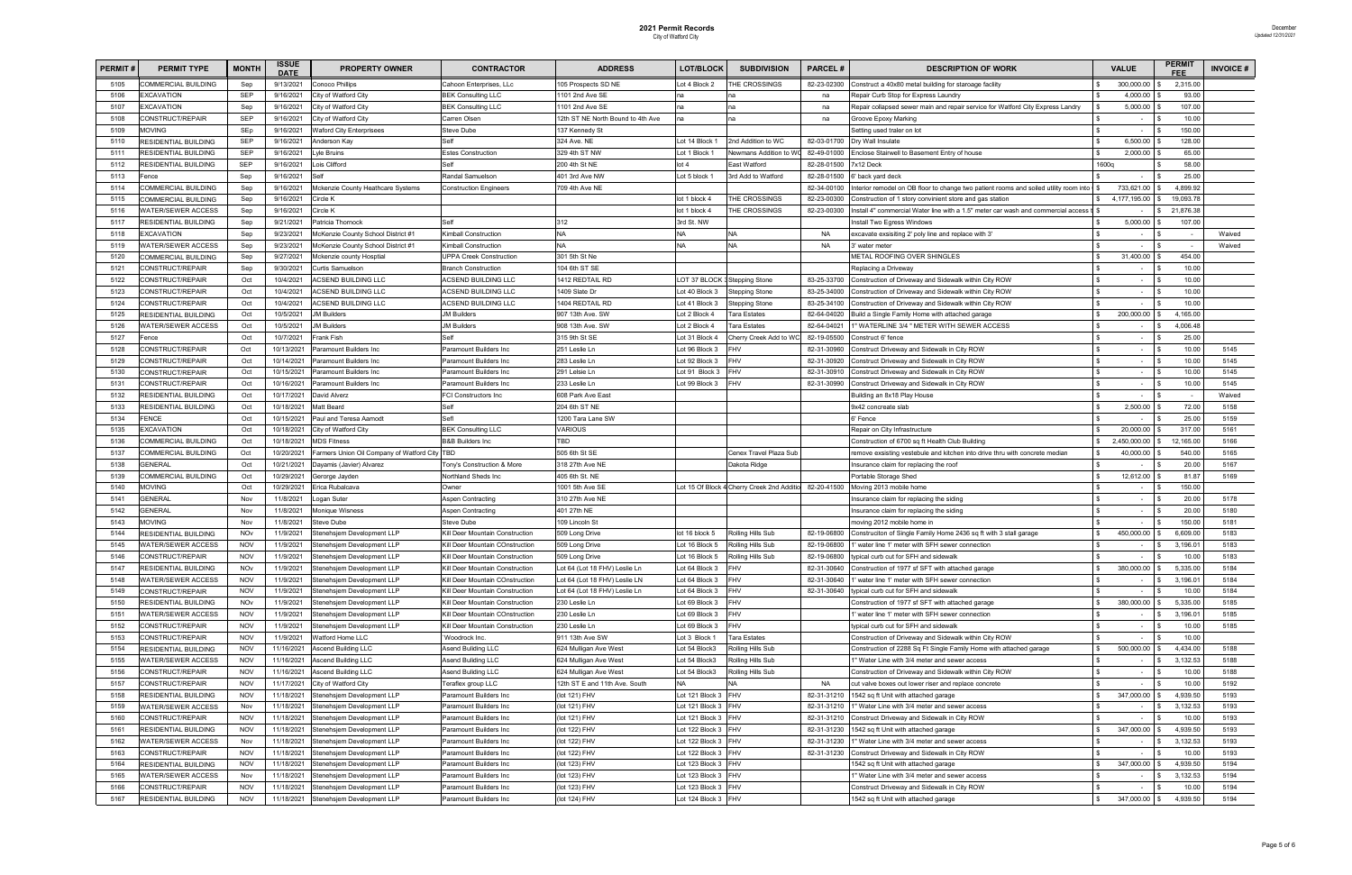# 2021 Permit Records

City of Watford City

December
Updated 12/31/2021

| PERMIT # | PERMIT TYPE | MONTH | ISSUE DATE | PROPERTY OWNER | CONTRACTOR | ADDRESS | LOT/BLOCK | SUBDIVISION | PARCEL # | DESCRIPTION OF WORK | VALUE | PERMIT FEE | INVOICE # |
|---|---|---|---|---|---|---|---|---|---|---|---|---|---|
| 5105 | COMMERCIAL BUILDING | Sep | 9/13/2021 | Conoco Phillips | Cahoon Enterprises, LLc | 105 Prospects SD NE | Lot 4 Block 2 | THE CROSSINGS | 82-23-02300 | Construct a 40x80 metal building for starage facility | $ 300,000.00 | $ 2,315.00 | |
| 5106 | EXCAVATION | SEP | 9/16/2021 | City of Watford City | BEK Consulting LLC | 1101 2nd Ave SE | na | na | na | Repair Curb Stop for Express Laundry | $ 4,000.00 | $ 93.00 | |
| 5107 | EXCAVATION | Sep | 9/16/2021 | City of Watford City | BEK Consulting LLC | 1101 2nd Ave SE | na | na | na | Repair collapsed sewer main and repair service for Watford City Express Landry | $ 5,000.00 | $ 107.00 | |
| 5108 | CONSTRUCT/REPAIR | SEP | 9/16/2021 | City of Watford City | Carren Olsen | 12th ST NE North Bound to 4th Ave | na | na | na | Groove Epoxy Marking | $ - | $ 10.00 | |
| 5109 | MOVING | SEp | 9/16/2021 | Waford City Enterprisees | Steve Dube | 137 Kennedy St | | | | Setting used trailer on lot | $ - | $ 150.00 | |
| 5110 | RESIDENTIAL BUILDING | SEP | 9/16/2021 | Anderson Kay | Self | 324 Ave. NE | Lot 14 Block 1 | 2nd Addition to WC | 82-03-01700 | Dry Wall Insulate | $ 6,500.00 | $ 128.00 | |
| 5111 | RESIDENTIAL BUILDING | SEP | 9/16/2021 | Lyle Bruins | Estes Construction | 329 4th ST NW | Lot 1 Block 1 | Newmans Addition to WC | 82-49-01000 | Enclose Stairwell to Basement Entry of house | $ 2,000.00 | $ 65.00 | |
| 5112 | RESIDENTIAL BUILDING | SEP | 9/16/2021 | Lois Clifford | Self | 200 4th St NE | lot 4 | East Watford | 82-28-01500 | 7x12 Deck | 1600q | $ 58.00 | |
| 5113 | Fence | Sep | 9/16/2021 | Self | Randal Samuelson | 401 3rd Ave NW | Lot 5 block 1 | 3rd Add to Watford | 82-28-01500 | 6' back yard deck | $ - | $ 25.00 | |
| 5114 | COMMERCIAL BUILDING | Sep | 9/16/2021 | Mckenzie County Heathcare Systems | Construction Engineers | 709 4th Ave NE | | | 82-34-00100 | Interior remodel on OB floor to change two patient rooms and soiled utility room into | $ 733,621.00 | $ 4,899.92 | |
| 5115 | COMMERCIAL BUILDING | Sep | 9/16/2021 | Circle K | | | lot 1 block 4 | THE CROSSINGS | 82-23-00300 | Construction of 1 story convinient store and gas station | $ 4,177,195.00 | $ 19,093.78 | |
| 5116 | WATER/SEWER ACCESS | Sep | 9/16/2021 | Circle K | | | lot 1 block 4 | THE CROSSINGS | 82-23-00300 | Install 4" commercial Water line with a 1.5" meter car wash and commercial access | $ - | $ 21,876.38 | |
| 5117 | RESIDENTIAL BUILDING | Sep | 9/21/2021 | Patricia Thornock | Self | 312 | 3rd St. NW | | | Install Two Egress Windows | $ 5,000.00 | $ 107.00 | |
| 5118 | EXCAVATION | Sep | 9/23/2021 | McKenzie County School District #1 | Kimball Construction | NA | NA | NA | NA | excavate exsisiting 2' poly line and replace with 3' | $ - | $ - | Waived |
| 5119 | WATER/SEWER ACCESS | Sep | 9/23/2021 | McKenzie County School District #1 | Kimball Construction | NA | NA | NA | NA | 3' water meter | $ - | $ - | Waived |
| 5120 | COMMERCIAL BUILDING | Sep | 9/27/2021 | Mckenzie county Hosptial | UPPA Creek Construction | 301 5th St Ne | | | | METAL ROOFING OVER SHINGLES | $ 31,400.00 | $ 454.00 | |
| 5121 | CONSTRUCT/REPAIR | Sep | 9/30/2021 | Curtis Samuelson | Branch Construction | 104 6th ST SE | | | | Replacing a Driveway | $ - | $ 10.00 | |
| 5122 | CONSTRUCT/REPAIR | Oct | 10/4/2021 | ACSEND BUILDING LLC | ACSEND BUILDING LLC | 1412 REDTAIL RD | LOT 37 BLOCK 3 | Stepping Stone | 83-25-33700 | Construction of Driveway and Sidewalk within City ROW | $ - | $ 10.00 | |
| 5123 | CONSTRUCT/REPAIR | Oct | 10/4/2021 | ACSEND BUILDING LLC | ACSEND BUILDING LLC | 1409 Slate Dr | Lot 40 Block 3 | Stepping Stone | 83-25-34000 | Construction of Driveway and Sidewalk within City ROW | $ - | $ 10.00 | |
| 5124 | CONSTRUCT/REPAIR | Oct | 10/4/2021 | ACSEND BUILDING LLC | ACSEND BUILDING LLC | 1404 REDTAIL RD | Lot 41 Block 3 | Stepping Stone | 83-25-34100 | Construction of Driveway and Sidewalk within City ROW | $ - | $ 10.00 | |
| 5125 | RESIDENTIAL BUILDING | Oct | 10/5/2021 | JM Builders | JM Builders | 907 13th Ave. SW | Lot 2 Block 4 | Tara Estates | 82-64-04020 | Build a Single Family Home with attached garage | $ 200,000.00 | $ 4,165.00 | |
| 5126 | WATER/SEWER ACCESS | Oct | 10/5/2021 | JM Builders | JM Builders | 908 13th Ave. SW | Lot 2 Block 4 | Tara Estates | 82-64-04021 | 1" WATERLINE 3/4 " METER WITH SEWER ACCESS | $ - | $ 4,006.48 | |
| 5127 | Fence | Oct | 10/7/2021 | Frank Fish | Self | 315 9th St SE | Lot 31 Block 4 | Cherry Creek Add to WC | 82-19-05500 | Construct 6' fence | $ - | $ 25.00 | |
| 5128 | CONSTRUCT/REPAIR | Oct | 10/13/2021 | Paramount Builders Inc | Paramount Builders Inc | 251 Leslie Ln | Lot 96 Block 3 | FHV | 82-31-30960 | Construct Driveway and Sidewalk in City ROW | $ - | $ 10.00 | 5145 |
| 5129 | CONSTRUCT/REPAIR | Oct | 10/14/2021 | Paramount Builders Inc | Paramount Builders Inc | 283 Leslie Ln | Lot 92 Block 3 | FHV | 82-31-30920 | Construct Driveway and Sidewalk in City ROW | $ - | $ 10.00 | 5145 |
| 5130 | CONSTRUCT/REPAIR | Oct | 10/15/2021 | Paramount Builders Inc | Paramount Builders Inc | 291 Lelsie Ln | Lot 91 Block 3 | FHV | 82-31-30910 | Construct Driveway and Sidewalk in City ROW | $ - | $ 10.00 | 5145 |
| 5131 | CONSTRUCT/REPAIR | Oct | 10/16/2021 | Paramount Builders Inc | Paramount Builders Inc | 233 Leslie Ln | Lot 99 Block 3 | FHV | 82-31-30990 | Construct Driveway and Sidewalk in City ROW | $ - | $ 10.00 | 5145 |
| 5132 | RESIDENTIAL BUILDING | Oct | 10/17/2021 | David Alverz | FCI Constructors Inc | 608 Park Ave East | | | | Building an 8x18 Play House | $ - | $ - | Waived |
| 5133 | RESIDENTIAL BUILDING | Oct | 10/18/2021 | Matt Beard | Self | 204 6th ST NE | | | | 9x42 concreate slab | $ 2,500.00 | $ 72.00 | 5158 |
| 5134 | FENCE | Oct | 10/15/2021 | Paul and Teresa Aamodt | Sefl | 1200 Tara Lane SW | | | | 6' Fence | $ - | $ 25.00 | 5159 |
| 5135 | EXCAVATION | Oct | 10/18/2021 | City of Watford City | BEK Consulting LLC | VARIOUS | | | | Repair on City Infrastructure | $ 20,000.00 | $ 317.00 | 5161 |
| 5136 | COMMERCIAL BUILDING | Oct | 10/18/2021 | MDS Fitness | B&B Builders Inc | TBD | | | | Construction of 6700 sq ft Health Club Building | $ 2,450,000.00 | $ 12,165.00 | 5166 |
| 5137 | COMMERCIAL BUILDING | Oct | 10/20/2021 | Farmers Union Oil Company of Watford City | TBD | 505 6th St SE | | Cenex Travel Plaza Sub | | remove exsisting vestebule and kitchen into drive thru with concrete median | $ 40,000.00 | $ 540.00 | 5165 |
| 5138 | GENERAL | Oct | 10/21/2021 | Dayamis (Javier) Alvarez | Tony's Construction & More | 318 27th Ave NE | | Dakota Ridge | | Insurance claim for replacing the roof | $ - | $ 20.00 | 5167 |
| 5139 | COMMERCIAL BUILDING | Oct | 10/29/2021 | Gerorge Jayden | Northland Sheds Inc | 405 6th St. NE | | | | Portable Storage Shed | $ 12,612.00 | $ 81.87 | 5169 |
| 5140 | MOVING | Oct | 10/29/2021 | Erica Rubalcava | Owner | 1001 5th Ave SE | Lot 15 Of Block 4 | Cherry Creek 2nd Additio | 82-20-41500 | Moving 2013 mobile home | $ - | $ 150.00 | |
| 5141 | GENERAL | Nov | 11/8/2021 | Logan Suter | Aspen Contracting | 310 27th Ave NE | | | | Insurance claim for replacing the siding | $ - | $ 20.00 | 5178 |
| 5142 | GENERAL | Nov | 11/8/2021 | Monique Wisness | Aspen Contracting | 401 27th NE | | | | Insurance claim for replacing the siding | $ - | $ 20.00 | 5180 |
| 5143 | MOVING | Nov | 11/8/2021 | Steve Dube | Steve Dube | 109 Lincoln St | | | | moving 2012 mobile home in | $ - | $ 150.00 | 5181 |
| 5144 | RESIDENTIAL BUILDING | NOv | 11/9/2021 | Stenehsjem Development LLP | Kill Deer Mountain Construction | 509 Long Drive | lot 16 block 5 | Rolling Hills Sub | 82-19-06800 | Construciton of Single Family Home 2436 sq ft with 3 stall garage | $ 450,000.00 | $ 6,609.00 | 5183 |
| 5145 | WATER/SEWER ACCESS | NOV | 11/9/2021 | Stenehsjem Development LLP | Kill Deer Mountain COnstruction | 509 Long Drive | Lot 16 Block 5 | Rolling Hills Sub | 82-19-06800 | 1' water line 1' meter with SFH sewer connection | $ - | $ 3,196.01 | 5183 |
| 5146 | CONSTRUCT/REPAIR | NOV | 11/9/2021 | Stenehsjem Development LLP | Kill Deer Mountain Construction | 509 Long Drive | Lot 16 Block 5 | Rolling Hills Sub | 82-19-06800 | typical curb cut for SFH and sidewalk | $ - | $ 10.00 | 5183 |
| 5147 | RESIDENTIAL BUILDING | NOv | 11/9/2021 | Stenehsjem Development LLP | Kill Deer Mountain Construction | Lot 64 (Lot 18 FHV) Leslie Ln | Lot 64 Block 3 | FHV | 82-31-30640 | Construction of 1977 sf SFT with attached garage | $ 380,000.00 | $ 5,335.00 | 5184 |
| 5148 | WATER/SEWER ACCESS | NOV | 11/9/2021 | Stenehsjem Development LLP | Kill Deer Mountain COnstruction | Lot 64 (Lot 18 FHV) Leslie LN | Lot 64 Block 3 | FHV | 82-31-30640 | 1' water line 1' meter with SFH sewer connection | $ - | $ 3,196.01 | 5184 |
| 5149 | CONSTRUCT/REPAIR | NOV | 11/9/2021 | Stenehsjem Development LLP | Kill Deer Mountain Construction | Lot 64 (Lot 18 FHV) Leslie Ln | Lot 64 Block 3 | FHV | 82-31-30640 | typical curb cut for SFH and sidewalk | $ - | $ 10.00 | 5184 |
| 5150 | RESIDENTIAL BUILDING | NOv | 11/9/2021 | Stenehsjem Development LLP | Kill Deer Mountain Construction | 230 Leslie Ln | Lot 69 Block 3 | FHV | | Construction of 1977 sf SFT with attached garage | $ 380,000.00 | $ 5,335.00 | 5185 |
| 5151 | WATER/SEWER ACCESS | NOV | 11/9/2021 | Stenehsjem Development LLP | Kill Deer Mountain COnstruction | 230 Leslie Ln | Lot 69 Block 3 | FHV | | 1' water line 1' meter with SFH sewer connection | $ - | $ 3,196.01 | 5185 |
| 5152 | CONSTRUCT/REPAIR | NOV | 11/9/2021 | Stenehsjem Development LLP | Kill Deer Mountain Construction | 230 Leslie Ln | Lot 69 Block 3 | FHV | | typical curb cut for SFH and sidewalk | $ - | $ 10.00 | 5185 |
| 5153 | CONSTRUCT/REPAIR | NOV | 11/9/2021 | Watford Home LLC | `Woodrock Inc. | 911 13th Ave SW | Lot 3 Block 1 | Tara Estates | | Construction of Driveway and Sidewalk within City ROW | $ - | $ 10.00 | |
| 5154 | RESIDENTIAL BUILDING | NOV | 11/16/2021 | Ascend Building LLC | Asend Building LLC | 624 Mulligan Ave West | Lot 54 Block3 | Rolling Hills Sub | | Construction of 2288 Sq Ft Single Family Home with attached garage | $ 500,000.00 | $ 4,434.00 | 5188 |
| 5155 | WATER/SEWER ACCESS | NOV | 11/16/2021 | Ascend Building LLC | Asend Building LLC | 624 Mulligan Ave West | Lot 54 Block3 | Rolling Hills Sub | | 1" Water Line with 3/4 meter and sewer access | $ - | $ 3,132.53 | 5188 |
| 5156 | CONSTRUCT/REPAIR | NOV | 11/16/2021 | Ascend Building LLC | Asend Building LLC | 624 Mulligan Ave West | Lot 54 Block3 | Rolling Hills Sub | | Construction of Driveway and Sidewalk within City ROW | $ - | $ 10.00 | 5188 |
| 5157 | CONSTRUCT/REPAIR | NOV | 11/17/2021 | City of Watford City | Teraflex group LLC | 12th ST E and 11th Ave. South | NA | NA | NA | cut valve boxes out lower riser and replace concrete | $ - | $ 10.00 | 5192 |
| 5158 | RESIDENTIAL BUILDING | NOV | 11/18/2021 | Stenehsjem Development LLP | Paramount Builders Inc | (lot 121) FHV | Lot 121 Block 3 | FHV | 82-31-31210 | 1542 sq ft Unit with attached garage | $ 347,000.00 | $ 4,939.50 | 5193 |
| 5159 | WATER/SEWER ACCESS | Nov | 11/18/2021 | Stenehsjem Development LLP | Paramount Builders Inc | (lot 121) FHV | Lot 121 Block 3 | FHV | 82-31-31210 | 1" Water Line with 3/4 meter and sewer access | $ - | $ 3,132.53 | 5193 |
| 5160 | CONSTRUCT/REPAIR | NOV | 11/18/2021 | Stenehsjem Development LLP | Paramount Builders Inc | (lot 121) FHV | Lot 121 Block 3 | FHV | 82-31-31210 | Construct Driveway and Sidewalk in City ROW | $ - | $ 10.00 | 5193 |
| 5161 | RESIDENTIAL BUILDING | NOV | 11/18/2021 | Stenehsjem Development LLP | Paramount Builders Inc | (lot 122) FHV | Lot 122 Block 3 | FHV | 82-31-31230 | 1542 sq ft Unit with attached garage | $ 347,000.00 | $ 4,939.50 | 5193 |
| 5162 | WATER/SEWER ACCESS | Nov | 11/18/2021 | Stenehsjem Development LLP | Paramount Builders Inc | (lot 122) FHV | Lot 122 Block 3 | FHV | 82-31-31230 | 1" Water Line with 3/4 meter and sewer access | $ - | $ 3,132.53 | 5193 |
| 5163 | CONSTRUCT/REPAIR | NOV | 11/18/2021 | Stenehsjem Development LLP | Paramount Builders Inc | (lot 122) FHV | Lot 122 Block 3 | FHV | 82-31-31230 | Construct Driveway and Sidewalk in City ROW | $ - | $ 10.00 | 5193 |
| 5164 | RESIDENTIAL BUILDING | NOV | 11/18/2021 | Stenehsjem Development LLP | Paramount Builders Inc | (lot 123) FHV | Lot 123 Block 3 | FHV | | 1542 sq ft Unit with attached garage | $ 347,000.00 | $ 4,939.50 | 5194 |
| 5165 | WATER/SEWER ACCESS | Nov | 11/18/2021 | Stenehsjem Development LLP | Paramount Builders Inc | (lot 123) FHV | Lot 123 Block 3 | FHV | | 1" Water Line with 3/4 meter and sewer access | $ - | $ 3,132.53 | 5194 |
| 5166 | CONSTRUCT/REPAIR | NOV | 11/18/2021 | Stenehsjem Development LLP | Paramount Builders Inc | (lot 123) FHV | Lot 123 Block 3 | FHV | | Construct Driveway and Sidewalk in City ROW | $ - | $ 10.00 | 5194 |
| 5167 | RESIDENTIAL BUILDING | NOV | 11/18/2021 | Stenehsjem Development LLP | Paramount Builders Inc | (lot 124) FHV | Lot 124 Block 3 | FHV | | 1542 sq ft Unit with attached garage | $ 347,000.00 | $ 4,939.50 | 5194 |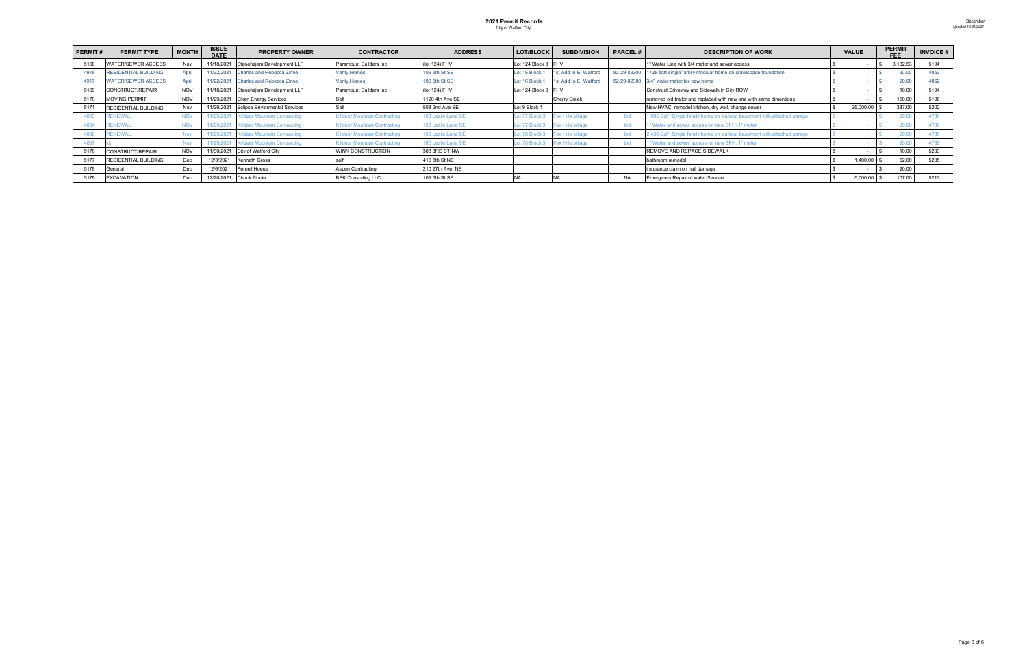# 2021 Permit Records

City of Watford City

December
*Updated 12/31/2021*

| PERMIT # | PERMIT TYPE | MONTH | ISSUE DATE | PROPERTY OWNER | CONTRACTOR | ADDRESS | LOT/BLOCK | SUBDIVISION | PARCEL # | DESCRIPTION OF WORK | VALUE | PERMIT FEE | INVOICE # |
|---|---|---|---|---|---|---|---|---|---|---|---|---|---|
| 5168 | WATER/SEWER ACCESS | Nov | 11/18/2021 | Stenehsjem Development LLP | Paramount Builders Inc | (lot 124) FHV | Lot 124 Block 3 | FHV | | 1" Water Line with 3/4 meter and sewer access | $ - | $ 3,132.53 | 5194 |
| 4916 | RESIDENTIAL BUILDING | April | 11/22/2021 | Charles and Rebecca Zinne | Verity Homes | 109 5th St SE | Lot 16 Block 1 | 1st Add to E. Watford | 82-29-02300 | 1728 sqft single family modular home on crawlspace foundation | $ - | $ 20.00 | 4862 |
| 4917 | WATER/SEWER ACCESS | April | 11/22/2021 | Charles and Rebecca Zinne | Verity Homes | 109 5th St SE | Lot 16 Block 1 | 1st Add to E. Watford | 82-29-02300 | 3/4" water meter for new home | $ - | $ 20.00 | 4862 |
| 5169 | CONSTRUCT/REPAIR | NOV | 11/18/2021 | Stenehsjem Development LLP | Paramount Builders Inc | (lot 124) FHV | Lot 124 Block 3 | FHV | | Construct Driveway and Sidewalk in City ROW | $ - | $ 10.00 | 5194 |
| 5170 | MOVING PERMIT | NOV | 11/29/2021 | Elkan Energy Services | Self | 1120 4th Ave SE | | Cherry Creek | | removed old trailor and replaced with new one with same dimentions | $ - | $ 150.00 | 5198 |
| 5171 | RESIDENTIAL BUILDING | Nov | 11/29/2021 | Eclipse Enviornmental Services | Self | 508 2nd Ave SE | Lot 9 Block 1 | | | New HVAC, remodel kitchen, dry wall, change sewer | $ 25,000.00 | $ 387.00 | 5202 |
| 4883 | RENEWAL | NOV | 11/29/2021 | Killdeer Mountain Contracting | Killdeer Mountain Contracting | 168 Leslie Lane SE | Lot 77 Block 3 | Fox Hills Village | tbd | 1,905 SqFt Single family home on walkout basement with attached garage | $ - | $ 20.00 | 4786 |
| 4884 | RENEWAL | NOV | 11/29/2021 | Killdeer Mountain Contracting | Killdeer Mountain Contracting | 168 Leslie Lane SE | Lot 77 Block 3 | Fox Hills Village | tbd | 1" Water and sewer access for new SFH; 1" meter | $ - | $ 20.00 | 4786 |
| 4886 | RENEWAL | Nov | 11/29/2021 | Killdeer Mountain Contracting | Killdeer Mountain Contracting | 160 Leslie Lane SE | Lot 78 Block 3 | Fox Hills Village | tbd | 2,436 SqFt Single family home on walkout basement with attached garage | $ - | $ 20.00 | 4788 |
| 4887 | kl | Nov | 11/29/2021 | Killdeer Mountain Contracting | Killdeer Mountain Contracting | 160 Leslie Lane SE | Lot 78 Block 3 | Fox Hills Village | tbd | 1" Water and sewer access for new SFH; 1" meter | $ - | $ 20.00 | 4788 |
| 5176 | CONSTRUCT/REPAIR | NOV | 11/30/2021 | City of Watford City | WINN CONSTRUCTION | 308 3RD ST NW | | | | REMOVE AND REPACE SIDEWALK | $ - | $ 10.00 | 5203 |
| 5177 | RESIDENTIAL BUILDING | Dec | 12/3/2021 | Kenneth Gross | self | 416 5th St NE | | | | bathroom remodel | $ 1,400.00 | $ 52.00 | 5205 |
| 5178 | General | Dec | 12/6/2021 | Pernell Hoeue | Aspen Contracting | 210 27th Ave. NE | | | | insurance claim on hail damage | $ - | $ 20.00 | |
| 5179 | EXCAVATION | Dec | 12/20/2021 | Chuck Zinnie | BEK Consulting LLC | 109 5th St SE | NA | NA | NA | Emergency Repair of water Service | $ 5,000.00 | $ 107.00 | 5213 |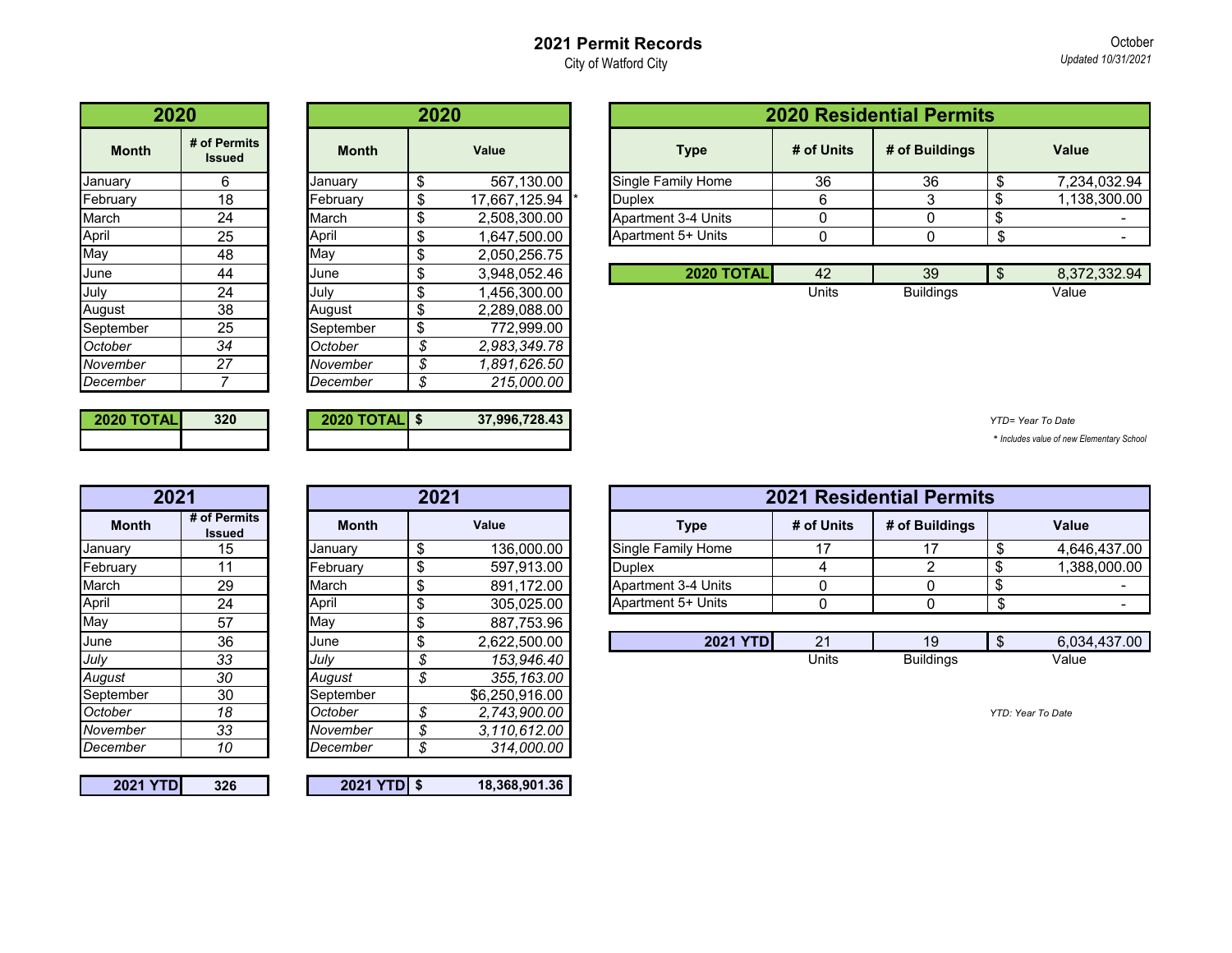# 2021 Permit Records

City of Watford City

October
*Updated 10/31/2021*

| 2020 | |
|---|---|
| **Month** | **# of Permits Issued** |
| January | 6 |
| February | 18 |
| March | 24 |
| April | 25 |
| May | 48 |
| June | 44 |
| July | 24 |
| August | 38 |
| September | 25 |
| *October* | *34* |
| *November* | *27* |
| *December* | *7* |
| **2020 TOTAL** | **320** |

| 2020 | |
|---|---|
| **Month** | **Value** |
| January | $ 567,130.00 |
| February | $ 17,667,125.94 * |
| March | $ 2,508,300.00 |
| April | $ 1,647,500.00 |
| May | $ 2,050,256.75 |
| June | $ 3,948,052.46 |
| July | $ 1,456,300.00 |
| August | $ 2,289,088.00 |
| September | $ 772,999.00 |
| *October* | *$ 2,983,349.78* |
| *November* | *$ 1,891,626.50* |
| *December* | *$ 215,000.00* |
| **2020 TOTAL** | **$ 37,996,728.43** |

| 2020 Residential Permits | | | |
|---|---|---|---|
| **Type** | **# of Units** | **# of Buildings** | **Value** |
| Single Family Home | 36 | 36 | $ 7,234,032.94 |
| Duplex | 6 | 3 | $ 1,138,300.00 |
| Apartment 3-4 Units | 0 | 0 | $ - |
| Apartment 5+ Units | 0 | 0 | $ - |
| **2020 TOTAL** | 42 | 39 | $ 8,372,332.94 |
| | Units | Buildings | Value |

*YTD= Year To Date*

*\* Includes value of new Elementary School*

| 2021 | |
|---|---|
| **Month** | **# of Permits Issued** |
| January | 15 |
| February | 11 |
| March | 29 |
| April | 24 |
| May | 57 |
| June | 36 |
| *July* | *33* |
| *August* | *30* |
| September | 30 |
| October | *18* |
| *November* | *33* |
| *December* | *10* |
| **2021 YTD** | **326** |

| 2021 | |
|---|---|
| **Month** | **Value** |
| January | $ 136,000.00 |
| February | $ 597,913.00 |
| March | $ 891,172.00 |
| April | $ 305,025.00 |
| May | $ 887,753.96 |
| June | $ 2,622,500.00 |
| *July* | *$ 153,946.40* |
| *August* | *$ 355,163.00* |
| September | $6,250,916.00 |
| October | *$ 2,743,900.00* |
| *November* | *$ 3,110,612.00* |
| *December* | *$ 314,000.00* |
| **2021 YTD** | **$ 18,368,901.36** |

| 2021 Residential Permits | | | |
|---|---|---|---|
| **Type** | **# of Units** | **# of Buildings** | **Value** |
| Single Family Home | 17 | 17 | $ 4,646,437.00 |
| Duplex | 4 | 2 | $ 1,388,000.00 |
| Apartment 3-4 Units | 0 | 0 | $ - |
| Apartment 5+ Units | 0 | 0 | $ - |
| **2021 YTD** | 21 | 19 | $ 6,034,437.00 |
| | Units | Buildings | Value |

*YTD: Year To Date*